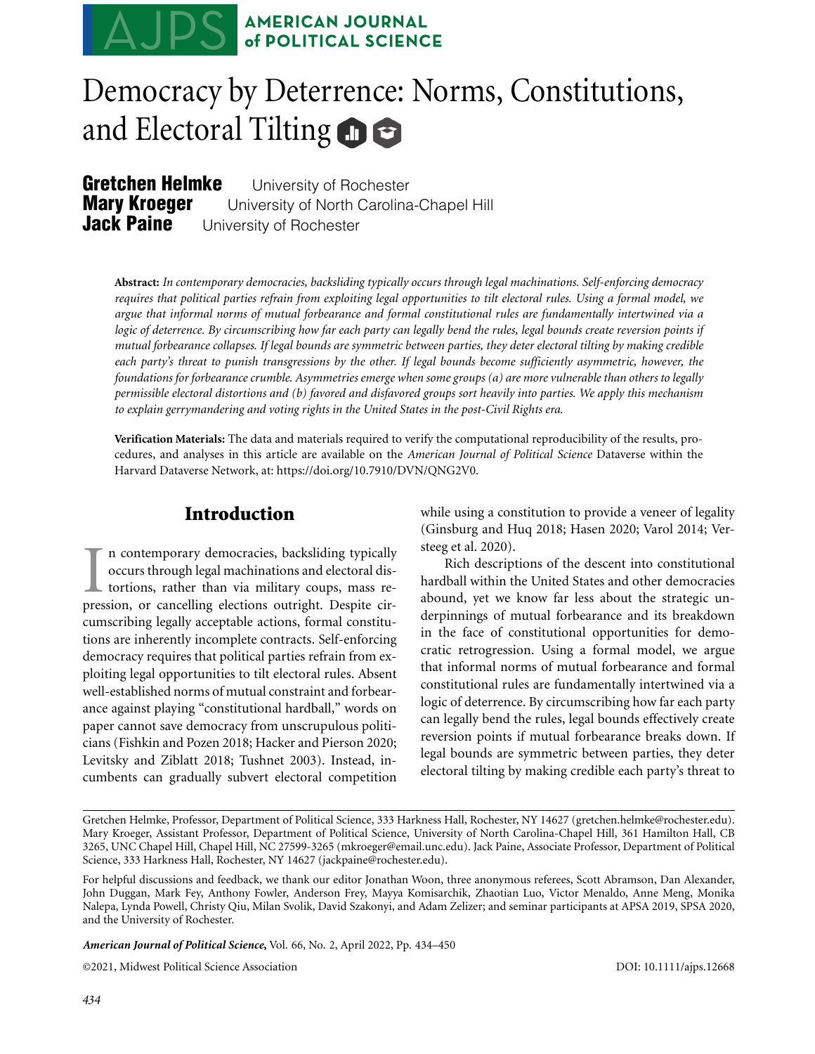# Democracy by Deterrence: Norms, Constitutions, and Electoral Tilting

**Gretchen Helmke** University of Rochester
**Mary Kroeger** University of North Carolina-Chapel Hill
**Jack Paine** University of Rochester

**Abstract:** *In contemporary democracies, backsliding typically occurs through legal machinations. Self-enforcing democracy requires that political parties refrain from exploiting legal opportunities to tilt electoral rules. Using a formal model, we argue that informal norms of mutual forbearance and formal constitutional rules are fundamentally intertwined via a logic of deterrence. By circumscribing how far each party can legally bend the rules, legal bounds create reversion points if mutual forbearance collapses. If legal bounds are symmetric between parties, they deter electoral tilting by making credible each party's threat to punish transgressions by the other. If legal bounds become sufficiently asymmetric, however, the foundations for forbearance crumble. Asymmetries emerge when some groups (a) are more vulnerable than others to legally permissible electoral distortions and (b) favored and disfavored groups sort heavily into parties. We apply this mechanism to explain gerrymandering and voting rights in the United States in the post-Civil Rights era.*

**Verification Materials:** The data and materials required to verify the computational reproducibility of the results, procedures, and analyses in this article are available on the *American Journal of Political Science* Dataverse within the Harvard Dataverse Network, at: https://doi.org/10.7910/DVN/QNG2V0.

## Introduction

In contemporary democracies, backsliding typically occurs through legal machinations and electoral distortions, rather than via military coups, mass repression, or cancelling elections outright. Despite circumscribing legally acceptable actions, formal constitutions are inherently incomplete contracts. Self-enforcing democracy requires that political parties refrain from exploiting legal opportunities to tilt electoral rules. Absent well-established norms of mutual constraint and forbearance against playing "constitutional hardball," words on paper cannot save democracy from unscrupulous politicians (Fishkin and Pozen 2018; Hacker and Pierson 2020; Levitsky and Ziblatt 2018; Tushnet 2003). Instead, incumbents can gradually subvert electoral competition while using a constitution to provide a veneer of legality (Ginsburg and Huq 2018; Hasen 2020; Varol 2014; Versteeg et al. 2020).

Rich descriptions of the descent into constitutional hardball within the United States and other democracies abound, yet we know far less about the strategic underpinnings of mutual forbearance and its breakdown in the face of constitutional opportunities for democratic retrogression. Using a formal model, we argue that informal norms of mutual forbearance and formal constitutional rules are fundamentally intertwined via a logic of deterrence. By circumscribing how far each party can legally bend the rules, legal bounds effectively create reversion points if mutual forbearance breaks down. If legal bounds are symmetric between parties, they deter electoral tilting by making credible each party's threat to

Gretchen Helmke, Professor, Department of Political Science, 333 Harkness Hall, Rochester, NY 14627 (gretchen.helmke@rochester.edu). Mary Kroeger, Assistant Professor, Department of Political Science, University of North Carolina-Chapel Hill, 361 Hamilton Hall, CB 3265, UNC Chapel Hill, Chapel Hill, NC 27599-3265 (mkroeger@email.unc.edu). Jack Paine, Associate Professor, Department of Political Science, 333 Harkness Hall, Rochester, NY 14627 (jackpaine@rochester.edu).

For helpful discussions and feedback, we thank our editor Jonathan Woon, three anonymous referees, Scott Abramson, Dan Alexander, John Duggan, Mark Fey, Anthony Fowler, Anderson Frey, Mayya Komisarchik, Zhaotian Luo, Victor Menaldo, Anne Meng, Monika Nalepa, Lynda Powell, Christy Qiu, Milan Svolik, David Szakonyi, and Adam Zelizer; and seminar participants at APSA 2019, SPSA 2020, and the University of Rochester.

©2021, Midwest Political Science Association DOI: 10.1111/ajps.12668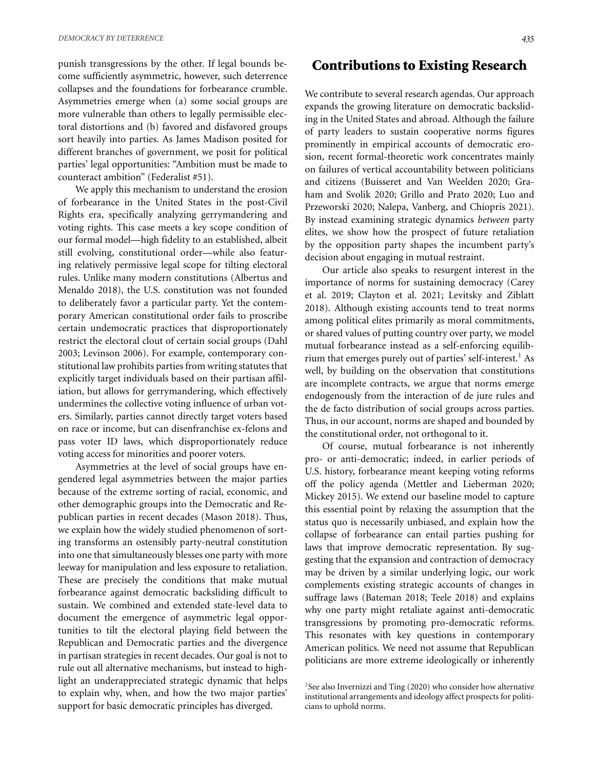punish transgressions by the other. If legal bounds become sufficiently asymmetric, however, such deterrence collapses and the foundations for forbearance crumble. Asymmetries emerge when (a) some social groups are more vulnerable than others to legally permissible electoral distortions and (b) favored and disfavored groups sort heavily into parties. As James Madison posited for different branches of government, we posit for political parties' legal opportunities: "Ambition must be made to counteract ambition" (Federalist #51).

We apply this mechanism to understand the erosion of forbearance in the United States in the post-Civil Rights era, specifically analyzing gerrymandering and voting rights. This case meets a key scope condition of our formal model—high fidelity to an established, albeit still evolving, constitutional order—while also featuring relatively permissive legal scope for tilting electoral rules. Unlike many modern constitutions (Albertus and Menaldo 2018), the U.S. constitution was not founded to deliberately favor a particular party. Yet the contemporary American constitutional order fails to proscribe certain undemocratic practices that disproportionately restrict the electoral clout of certain social groups (Dahl 2003; Levinson 2006). For example, contemporary constitutional law prohibits parties from writing statutes that explicitly target individuals based on their partisan affiliation, but allows for gerrymandering, which effectively undermines the collective voting influence of urban voters. Similarly, parties cannot directly target voters based on race or income, but can disenfranchise ex-felons and pass voter ID laws, which disproportionately reduce voting access for minorities and poorer voters.

Asymmetries at the level of social groups have engendered legal asymmetries between the major parties because of the extreme sorting of racial, economic, and other demographic groups into the Democratic and Republican parties in recent decades (Mason 2018). Thus, we explain how the widely studied phenomenon of sorting transforms an ostensibly party-neutral constitution into one that simultaneously blesses one party with more leeway for manipulation and less exposure to retaliation. These are precisely the conditions that make mutual forbearance against democratic backsliding difficult to sustain. We combined and extended state-level data to document the emergence of asymmetric legal opportunities to tilt the electoral playing field between the Republican and Democratic parties and the divergence in partisan strategies in recent decades. Our goal is not to rule out all alternative mechanisms, but instead to highlight an underappreciated strategic dynamic that helps to explain why, when, and how the two major parties' support for basic democratic principles has diverged.

## Contributions to Existing Research

We contribute to several research agendas. Our approach expands the growing literature on democratic backsliding in the United States and abroad. Although the failure of party leaders to sustain cooperative norms figures prominently in empirical accounts of democratic erosion, recent formal-theoretic work concentrates mainly on failures of vertical accountability between politicians and citizens (Buisseret and Van Weelden 2020; Graham and Svolik 2020; Grillo and Prato 2020; Luo and Przeworski 2020; Nalepa, Vanberg, and Chiopris 2021). By instead examining strategic dynamics *between* party elites, we show how the prospect of future retaliation by the opposition party shapes the incumbent party's decision about engaging in mutual restraint.

Our article also speaks to resurgent interest in the importance of norms for sustaining democracy (Carey et al. 2019; Clayton et al. 2021; Levitsky and Ziblatt 2018). Although existing accounts tend to treat norms among political elites primarily as moral commitments, or shared values of putting country over party, we model mutual forbearance instead as a self-enforcing equilibrium that emerges purely out of parties' self-interest.[1] As well, by building on the observation that constitutions are incomplete contracts, we argue that norms emerge endogenously from the interaction of de jure rules and the de facto distribution of social groups across parties. Thus, in our account, norms are shaped and bounded by the constitutional order, not orthogonal to it.

Of course, mutual forbearance is not inherently pro- or anti-democratic; indeed, in earlier periods of U.S. history, forbearance meant keeping voting reforms off the policy agenda (Mettler and Lieberman 2020; Mickey 2015). We extend our baseline model to capture this essential point by relaxing the assumption that the status quo is necessarily unbiased, and explain how the collapse of forbearance can entail parties pushing for laws that improve democratic representation. By suggesting that the expansion and contraction of democracy may be driven by a similar underlying logic, our work complements existing strategic accounts of changes in suffrage laws (Bateman 2018; Teele 2018) and explains why one party might retaliate against anti-democratic transgressions by promoting pro-democratic reforms. This resonates with key questions in contemporary American politics. We need not assume that Republican politicians are more extreme ideologically or inherently

[1]See also Invernizzi and Ting (2020) who consider how alternative institutional arrangements and ideology affect prospects for politicians to uphold norms.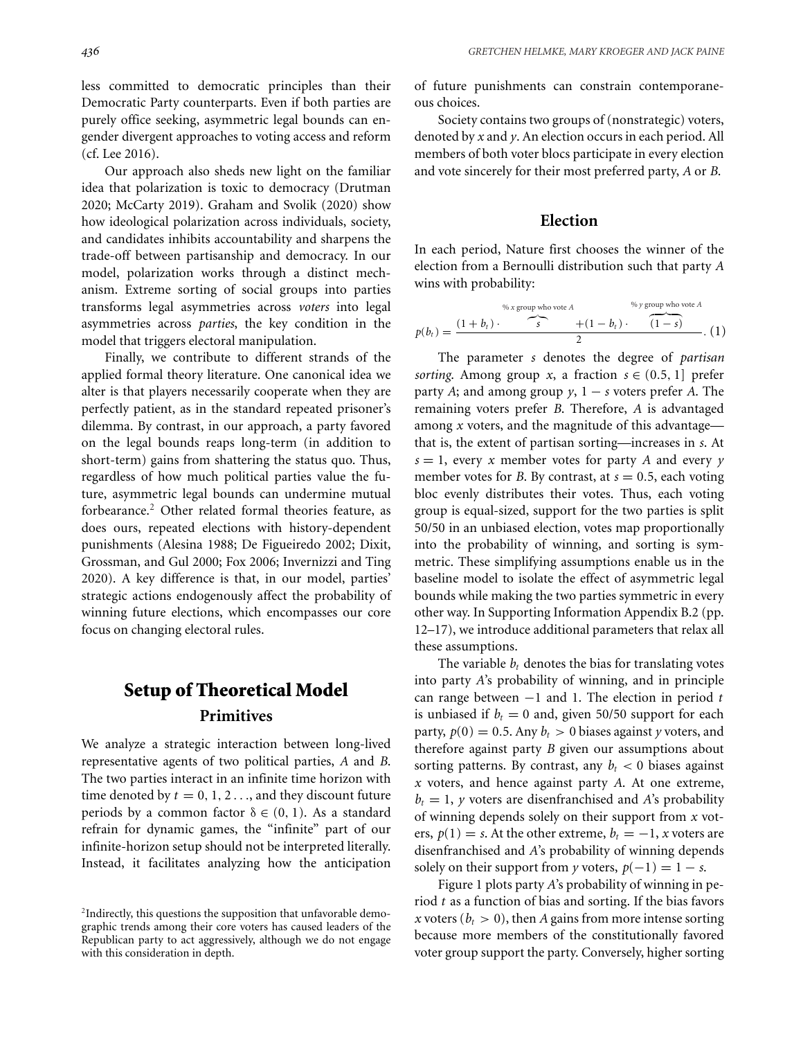less committed to democratic principles than their Democratic Party counterparts. Even if both parties are purely office seeking, asymmetric legal bounds can engender divergent approaches to voting access and reform (cf. Lee 2016).

Our approach also sheds new light on the familiar idea that polarization is toxic to democracy (Drutman 2020; McCarty 2019). Graham and Svolik (2020) show how ideological polarization across individuals, society, and candidates inhibits accountability and sharpens the trade-off between partisanship and democracy. In our model, polarization works through a distinct mechanism. Extreme sorting of social groups into parties transforms legal asymmetries across *voters* into legal asymmetries across *parties*, the key condition in the model that triggers electoral manipulation.

Finally, we contribute to different strands of the applied formal theory literature. One canonical idea we alter is that players necessarily cooperate when they are perfectly patient, as in the standard repeated prisoner's dilemma. By contrast, in our approach, a party favored on the legal bounds reaps long-term (in addition to short-term) gains from shattering the status quo. Thus, regardless of how much political parties value the future, asymmetric legal bounds can undermine mutual forbearance.[2] Other related formal theories feature, as does ours, repeated elections with history-dependent punishments (Alesina 1988; De Figueiredo 2002; Dixit, Grossman, and Gul 2000; Fox 2006; Invernizzi and Ting 2020). A key difference is that, in our model, parties' strategic actions endogenously affect the probability of winning future elections, which encompasses our core focus on changing electoral rules.

# Setup of Theoretical Model

## Primitives

We analyze a strategic interaction between long-lived representative agents of two political parties, $A$ and $B$. The two parties interact in an infinite time horizon with time denoted by $t = 0, 1, 2 \ldots$, and they discount future periods by a common factor $\delta \in (0, 1)$. As a standard refrain for dynamic games, the "infinite" part of our infinite-horizon setup should not be interpreted literally. Instead, it facilitates analyzing how the anticipation of future punishments can constrain contemporaneous choices.

Society contains two groups of (nonstrategic) voters, denoted by $x$ and $y$. An election occurs in each period. All members of both voter blocs participate in every election and vote sincerely for their most preferred party, $A$ or $B$.

## Election

In each period, Nature first chooses the winner of the election from a Bernoulli distribution such that party $A$ wins with probability:

$$p(b_t) = \frac{(1 + b_t) \cdot \overbrace{s}^{\%\ x \text{ group who vote } A} + (1 - b_t) \cdot \overbrace{(1 - s)}^{\%\ y \text{ group who vote } A}}{2}. \quad (1)$$

The parameter $s$ denotes the degree of *partisan sorting*. Among group $x$, a fraction $s \in (0.5, 1]$ prefer party $A$; and among group $y$, $1 - s$ voters prefer $A$. The remaining voters prefer $B$. Therefore, $A$ is advantaged among $x$ voters, and the magnitude of this advantage—that is, the extent of partisan sorting—increases in $s$. At $s = 1$, every $x$ member votes for party $A$ and every $y$ member votes for $B$. By contrast, at $s = 0.5$, each voting bloc evenly distributes their votes. Thus, each voting group is equal-sized, support for the two parties is split 50/50 in an unbiased election, votes map proportionally into the probability of winning, and sorting is symmetric. These simplifying assumptions enable us in the baseline model to isolate the effect of asymmetric legal bounds while making the two parties symmetric in every other way. In Supporting Information Appendix B.2 (pp. 12–17), we introduce additional parameters that relax all these assumptions.

The variable $b_t$ denotes the bias for translating votes into party $A$'s probability of winning, and in principle can range between $-1$ and 1. The election in period $t$ is unbiased if $b_t = 0$ and, given 50/50 support for each party, $p(0) = 0.5$. Any $b_t > 0$ biases against $y$ voters, and therefore against party $B$ given our assumptions about sorting patterns. By contrast, any $b_t < 0$ biases against $x$ voters, and hence against party $A$. At one extreme, $b_t = 1$, $y$ voters are disenfranchised and $A$'s probability of winning depends solely on their support from $x$ voters, $p(1) = s$. At the other extreme, $b_t = -1$, $x$ voters are disenfranchised and $A$'s probability of winning depends solely on their support from $y$ voters, $p(-1) = 1 - s$.

Figure 1 plots party $A$'s probability of winning in period $t$ as a function of bias and sorting. If the bias favors $x$ voters ($b_t > 0$), then $A$ gains from more intense sorting because more members of the constitutionally favored voter group support the party. Conversely, higher sorting

[2]Indirectly, this questions the supposition that unfavorable demographic trends among their core voters has caused leaders of the Republican party to act aggressively, although we do not engage with this consideration in depth.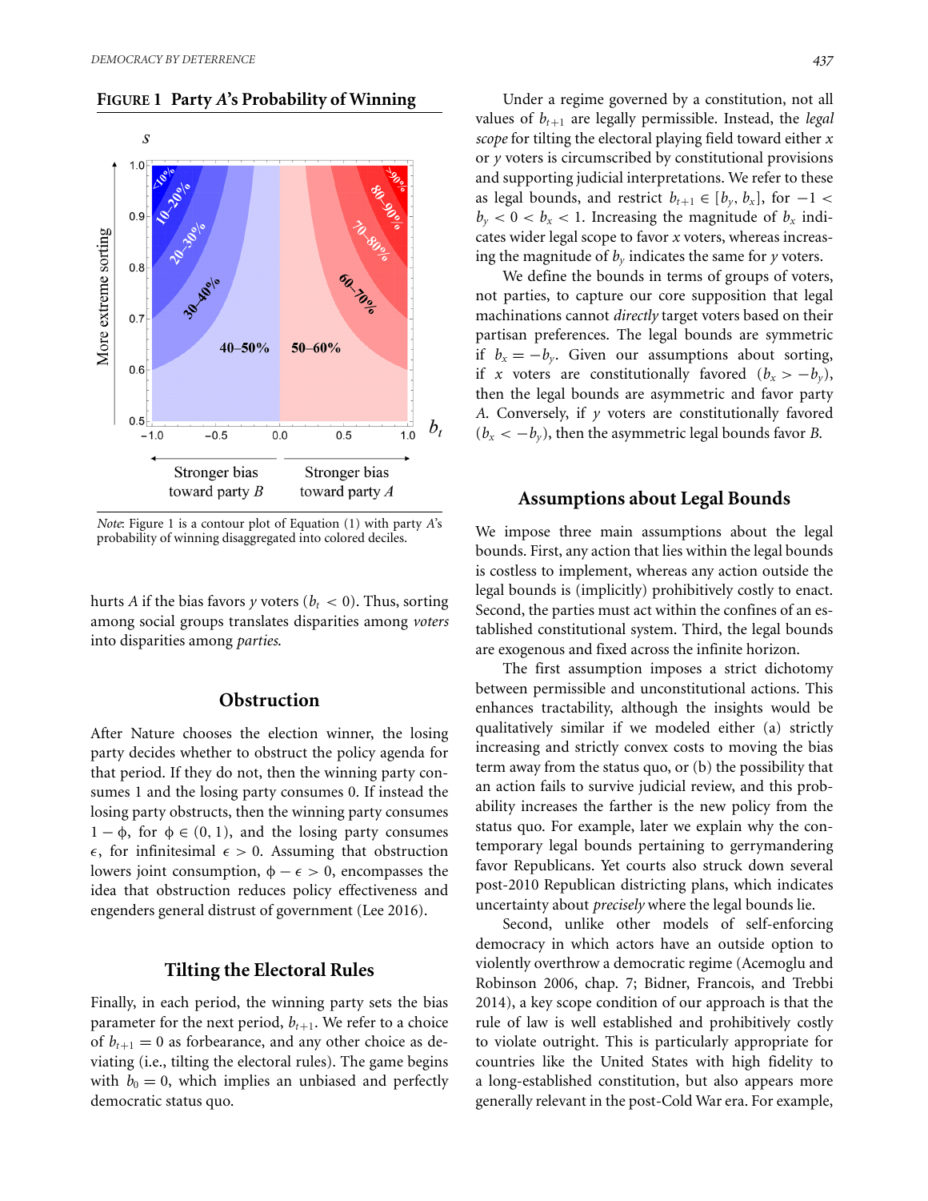**FIGURE 1 Party *A*'s Probability of Winning**

*Note*: Figure 1 is a contour plot of Equation (1) with party *A*'s probability of winning disaggregated into colored deciles.

hurts *A* if the bias favors *y* voters ($b_t < 0$). Thus, sorting among social groups translates disparities among *voters* into disparities among *parties*.

## Obstruction

After Nature chooses the election winner, the losing party decides whether to obstruct the policy agenda for that period. If they do not, then the winning party consumes 1 and the losing party consumes 0. If instead the losing party obstructs, then the winning party consumes $1 - \phi$, for $\phi \in (0, 1)$, and the losing party consumes $\epsilon$, for infinitesimal $\epsilon > 0$. Assuming that obstruction lowers joint consumption, $\phi - \epsilon > 0$, encompasses the idea that obstruction reduces policy effectiveness and engenders general distrust of government (Lee 2016).

## Tilting the Electoral Rules

Finally, in each period, the winning party sets the bias parameter for the next period, $b_{t+1}$. We refer to a choice of $b_{t+1} = 0$ as forbearance, and any other choice as deviating (i.e., tilting the electoral rules). The game begins with $b_0 = 0$, which implies an unbiased and perfectly democratic status quo.

Under a regime governed by a constitution, not all values of $b_{t+1}$ are legally permissible. Instead, the *legal scope* for tilting the electoral playing field toward either $x$ or $y$ voters is circumscribed by constitutional provisions and supporting judicial interpretations. We refer to these as legal bounds, and restrict $b_{t+1} \in [b_y, b_x]$, for $-1 < b_y < 0 < b_x < 1$. Increasing the magnitude of $b_x$ indicates wider legal scope to favor $x$ voters, whereas increasing the magnitude of $b_y$ indicates the same for $y$ voters.

We define the bounds in terms of groups of voters, not parties, to capture our core supposition that legal machinations cannot *directly* target voters based on their partisan preferences. The legal bounds are symmetric if $b_x = -b_y$. Given our assumptions about sorting, if $x$ voters are constitutionally favored ($b_x > -b_y$), then the legal bounds are asymmetric and favor party *A*. Conversely, if $y$ voters are constitutionally favored ($b_x < -b_y$), then the asymmetric legal bounds favor *B*.

## Assumptions about Legal Bounds

We impose three main assumptions about the legal bounds. First, any action that lies within the legal bounds is costless to implement, whereas any action outside the legal bounds is (implicitly) prohibitively costly to enact. Second, the parties must act within the confines of an established constitutional system. Third, the legal bounds are exogenous and fixed across the infinite horizon.

The first assumption imposes a strict dichotomy between permissible and unconstitutional actions. This enhances tractability, although the insights would be qualitatively similar if we modeled either (a) strictly increasing and strictly convex costs to moving the bias term away from the status quo, or (b) the possibility that an action fails to survive judicial review, and this probability increases the farther is the new policy from the status quo. For example, later we explain why the contemporary legal bounds pertaining to gerrymandering favor Republicans. Yet courts also struck down several post-2010 Republican districting plans, which indicates uncertainty about *precisely* where the legal bounds lie.

Second, unlike other models of self-enforcing democracy in which actors have an outside option to violently overthrow a democratic regime (Acemoglu and Robinson 2006, chap. 7; Bidner, Francois, and Trebbi 2014), a key scope condition of our approach is that the rule of law is well established and prohibitively costly to violate outright. This is particularly appropriate for countries like the United States with high fidelity to a long-established constitution, but also appears more generally relevant in the post-Cold War era. For example,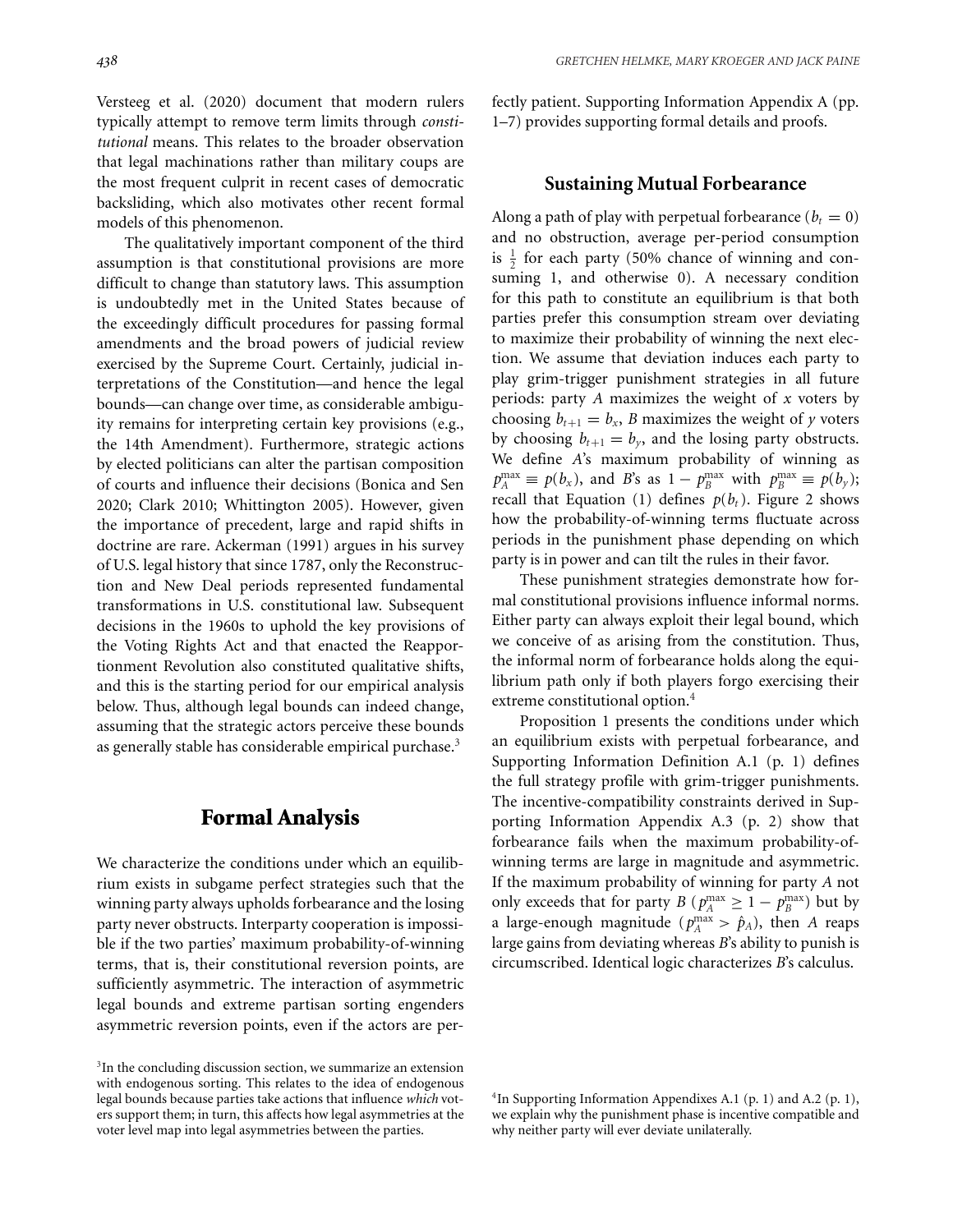Versteeg et al. (2020) document that modern rulers typically attempt to remove term limits through *constitutional* means. This relates to the broader observation that legal machinations rather than military coups are the most frequent culprit in recent cases of democratic backsliding, which also motivates other recent formal models of this phenomenon.

The qualitatively important component of the third assumption is that constitutional provisions are more difficult to change than statutory laws. This assumption is undoubtedly met in the United States because of the exceedingly difficult procedures for passing formal amendments and the broad powers of judicial review exercised by the Supreme Court. Certainly, judicial interpretations of the Constitution—and hence the legal bounds—can change over time, as considerable ambiguity remains for interpreting certain key provisions (e.g., the 14th Amendment). Furthermore, strategic actions by elected politicians can alter the partisan composition of courts and influence their decisions (Bonica and Sen 2020; Clark 2010; Whittington 2005). However, given the importance of precedent, large and rapid shifts in doctrine are rare. Ackerman (1991) argues in his survey of U.S. legal history that since 1787, only the Reconstruction and New Deal periods represented fundamental transformations in U.S. constitutional law. Subsequent decisions in the 1960s to uphold the key provisions of the Voting Rights Act and that enacted the Reapportionment Revolution also constituted qualitative shifts, and this is the starting period for our empirical analysis below. Thus, although legal bounds can indeed change, assuming that the strategic actors perceive these bounds as generally stable has considerable empirical purchase.[3]

## Formal Analysis

We characterize the conditions under which an equilibrium exists in subgame perfect strategies such that the winning party always upholds forbearance and the losing party never obstructs. Interparty cooperation is impossible if the two parties' maximum probability-of-winning terms, that is, their constitutional reversion points, are sufficiently asymmetric. The interaction of asymmetric legal bounds and extreme partisan sorting engenders asymmetric reversion points, even if the actors are perfectly patient. Supporting Information Appendix A (pp. 1–7) provides supporting formal details and proofs.

### Sustaining Mutual Forbearance

Along a path of play with perpetual forbearance ($b_t = 0$) and no obstruction, average per-period consumption is $\frac{1}{2}$ for each party (50% chance of winning and consuming 1, and otherwise 0). A necessary condition for this path to constitute an equilibrium is that both parties prefer this consumption stream over deviating to maximize their probability of winning the next election. We assume that deviation induces each party to play grim-trigger punishment strategies in all future periods: party $A$ maximizes the weight of $x$ voters by choosing $b_{t+1} = b_x$, $B$ maximizes the weight of $y$ voters by choosing $b_{t+1} = b_y$, and the losing party obstructs. We define $A$'s maximum probability of winning as $p_A^{\max} \equiv p(b_x)$, and $B$'s as $1 - p_B^{\max}$ with $p_B^{\max} \equiv p(b_y)$; recall that Equation (1) defines $p(b_t)$. Figure 2 shows how the probability-of-winning terms fluctuate across periods in the punishment phase depending on which party is in power and can tilt the rules in their favor.

These punishment strategies demonstrate how formal constitutional provisions influence informal norms. Either party can always exploit their legal bound, which we conceive of as arising from the constitution. Thus, the informal norm of forbearance holds along the equilibrium path only if both players forgo exercising their extreme constitutional option.[4]

Proposition 1 presents the conditions under which an equilibrium exists with perpetual forbearance, and Supporting Information Definition A.1 (p. 1) defines the full strategy profile with grim-trigger punishments. The incentive-compatibility constraints derived in Supporting Information Appendix A.3 (p. 2) show that forbearance fails when the maximum probability-of-winning terms are large in magnitude and asymmetric. If the maximum probability of winning for party $A$ not only exceeds that for party $B$ ($p_A^{\max} \geq 1 - p_B^{\max}$) but by a large-enough magnitude ($p_A^{\max} > \hat{p}_A$), then $A$ reaps large gains from deviating whereas $B$'s ability to punish is circumscribed. Identical logic characterizes $B$'s calculus.

[3]In the concluding discussion section, we summarize an extension with endogenous sorting. This relates to the idea of endogenous legal bounds because parties take actions that influence *which* voters support them; in turn, this affects how legal asymmetries at the voter level map into legal asymmetries between the parties.

[4]In Supporting Information Appendixes A.1 (p. 1) and A.2 (p. 1), we explain why the punishment phase is incentive compatible and why neither party will ever deviate unilaterally.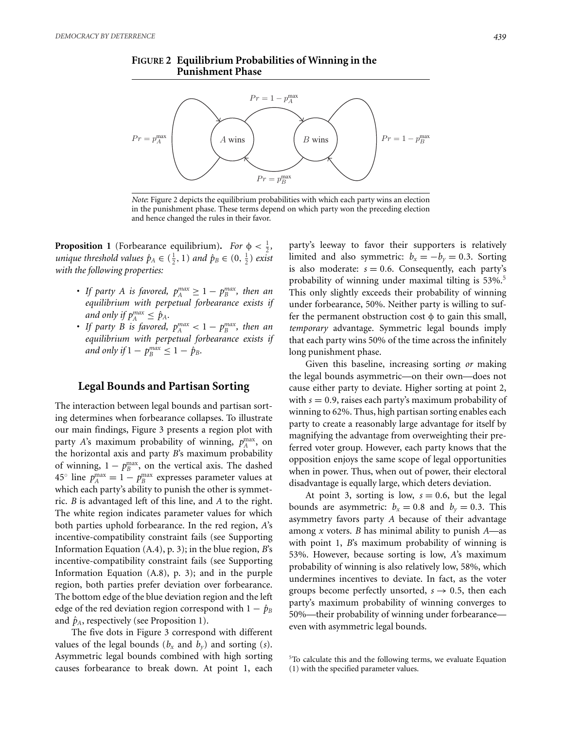**FIGURE 2 Equilibrium Probabilities of Winning in the Punishment Phase**

*Note*: Figure 2 depicts the equilibrium probabilities with which each party wins an election in the punishment phase. These terms depend on which party won the preceding election and hence changed the rules in their favor.

**Proposition 1** (Forbearance equilibrium). *For $\phi < \frac{1}{2}$, unique threshold values $\hat{p}_A \in (\frac{1}{2}, 1)$ and $\hat{p}_B \in (0, \frac{1}{2})$ exist with the following properties:*

- *If party A is favored, $p_A^{max} \geq 1 - p_B^{max}$, then an equilibrium with perpetual forbearance exists if and only if $p_A^{max} \leq \hat{p}_A$.*
- *If party B is favored, $p_A^{max} < 1 - p_B^{max}$, then an equilibrium with perpetual forbearance exists if and only if $1 - p_B^{max} \leq 1 - \hat{p}_B$.*

## Legal Bounds and Partisan Sorting

The interaction between legal bounds and partisan sorting determines when forbearance collapses. To illustrate our main findings, Figure 3 presents a region plot with party *A*'s maximum probability of winning, $p_A^{\max}$, on the horizontal axis and party *B*'s maximum probability of winning, $1 - p_B^{\max}$, on the vertical axis. The dashed 45° line $p_A^{\max} = 1 - p_B^{\max}$ expresses parameter values at which each party's ability to punish the other is symmetric. *B* is advantaged left of this line, and *A* to the right. The white region indicates parameter values for which both parties uphold forbearance. In the red region, *A*'s incentive-compatibility constraint fails (see Supporting Information Equation (A.4), p. 3); in the blue region, *B*'s incentive-compatibility constraint fails (see Supporting Information Equation (A.8), p. 3); and in the purple region, both parties prefer deviation over forbearance. The bottom edge of the blue deviation region and the left edge of the red deviation region correspond with $1 - \hat{p}_B$ and $\hat{p}_A$, respectively (see Proposition 1).

The five dots in Figure 3 correspond with different values of the legal bounds ($b_x$ and $b_y$) and sorting ($s$). Asymmetric legal bounds combined with high sorting causes forbearance to break down. At point 1, each party's leeway to favor their supporters is relatively limited and also symmetric: $b_x = -b_y = 0.3$. Sorting is also moderate: $s = 0.6$. Consequently, each party's probability of winning under maximal tilting is 53%.[5] This only slightly exceeds their probability of winning under forbearance, 50%. Neither party is willing to suffer the permanent obstruction cost $\phi$ to gain this small, *temporary* advantage. Symmetric legal bounds imply that each party wins 50% of the time across the infinitely long punishment phase.

Given this baseline, increasing sorting *or* making the legal bounds asymmetric—on their own—does not cause either party to deviate. Higher sorting at point 2, with $s = 0.9$, raises each party's maximum probability of winning to 62%. Thus, high partisan sorting enables each party to create a reasonably large advantage for itself by magnifying the advantage from overweighting their preferred voter group. However, each party knows that the opposition enjoys the same scope of legal opportunities when in power. Thus, when out of power, their electoral disadvantage is equally large, which deters deviation.

At point 3, sorting is low, $s = 0.6$, but the legal bounds are asymmetric: $b_x = 0.8$ and $b_y = 0.3$. This asymmetry favors party *A* because of their advantage among *x* voters. *B* has minimal ability to punish *A*—as with point 1, *B*'s maximum probability of winning is 53%. However, because sorting is low, *A*'s maximum probability of winning is also relatively low, 58%, which undermines incentives to deviate. In fact, as the voter groups become perfectly unsorted, $s \to 0.5$, then each party's maximum probability of winning converges to 50%—their probability of winning under forbearance—even with asymmetric legal bounds.

[5] To calculate this and the following terms, we evaluate Equation (1) with the specified parameter values.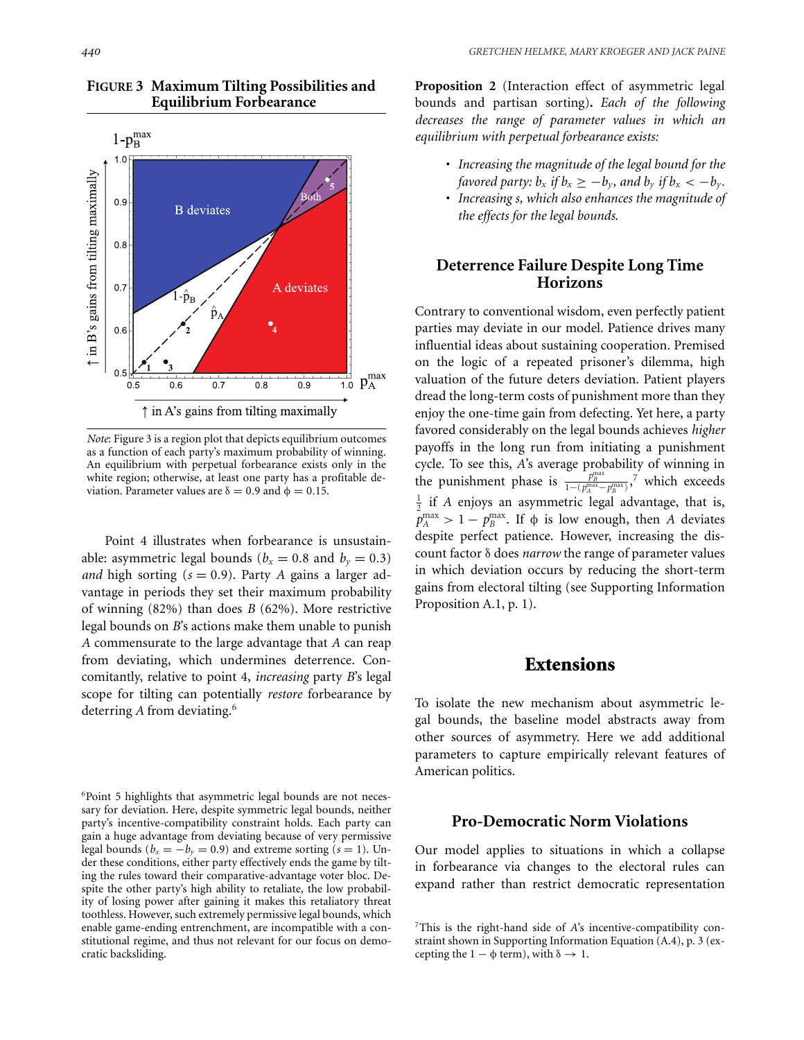**FIGURE 3 Maximum Tilting Possibilities and Equilibrium Forbearance**

*Note*: Figure 3 is a region plot that depicts equilibrium outcomes as a function of each party's maximum probability of winning. An equilibrium with perpetual forbearance exists only in the white region; otherwise, at least one party has a profitable deviation. Parameter values are $\delta = 0.9$ and $\phi = 0.15$.

Point 4 illustrates when forbearance is unsustainable: asymmetric legal bounds ($b_x = 0.8$ and $b_y = 0.3$) *and* high sorting ($s = 0.9$). Party $A$ gains a larger advantage in periods they set their maximum probability of winning (82%) than does $B$ (62%). More restrictive legal bounds on $B$'s actions make them unable to punish $A$ commensurate to the large advantage that $A$ can reap from deviating, which undermines deterrence. Concomitantly, relative to point 4, *increasing* party $B$'s legal scope for tilting can potentially *restore* forbearance by deterring $A$ from deviating.[6]

[6]Point 5 highlights that asymmetric legal bounds are not necessary for deviation. Here, despite symmetric legal bounds, neither party's incentive-compatibility constraint holds. Each party can gain a huge advantage from deviating because of very permissive legal bounds ($b_x = -b_y = 0.9$) and extreme sorting ($s = 1$). Under these conditions, either party effectively ends the game by tilting the rules toward their comparative-advantage voter bloc. Despite the other party's high ability to retaliate, the low probability of losing power after gaining it makes this retaliatory threat toothless. However, such extremely permissive legal bounds, which enable game-ending entrenchment, are incompatible with a constitutional regime, and thus not relevant for our focus on democratic backsliding.

**Proposition 2** (Interaction effect of asymmetric legal bounds and partisan sorting)**.** *Each of the following decreases the range of parameter values in which an equilibrium with perpetual forbearance exists:*

- *Increasing the magnitude of the legal bound for the favored party: $b_x$ if $b_x \geq -b_y$, and $b_y$ if $b_x < -b_y$.*
- *Increasing s, which also enhances the magnitude of the effects for the legal bounds.*

## Deterrence Failure Despite Long Time Horizons

Contrary to conventional wisdom, even perfectly patient parties may deviate in our model. Patience drives many influential ideas about sustaining cooperation. Premised on the logic of a repeated prisoner's dilemma, high valuation of the future deters deviation. Patient players dread the long-term costs of punishment more than they enjoy the one-time gain from defecting. Yet here, a party favored considerably on the legal bounds achieves *higher* payoffs in the long run from initiating a punishment cycle. To see this, $A$'s average probability of winning in the punishment phase is $\frac{p_B^{\max}}{1-(p_A^{\max}-p_B^{\max})}$,[7] which exceeds $\frac{1}{2}$ if $A$ enjoys an asymmetric legal advantage, that is, $p_A^{\max} > 1 - p_B^{\max}$. If $\phi$ is low enough, then $A$ deviates despite perfect patience. However, increasing the discount factor $\delta$ does *narrow* the range of parameter values in which deviation occurs by reducing the short-term gains from electoral tilting (see Supporting Information Proposition A.1, p. 1).

# Extensions

To isolate the new mechanism about asymmetric legal bounds, the baseline model abstracts away from other sources of asymmetry. Here we add additional parameters to capture empirically relevant features of American politics.

## Pro-Democratic Norm Violations

Our model applies to situations in which a collapse in forbearance via changes to the electoral rules can expand rather than restrict democratic representation

[7]This is the right-hand side of $A$'s incentive-compatibility constraint shown in Supporting Information Equation (A.4), p. 3 (excepting the $1 - \phi$ term), with $\delta \to 1$.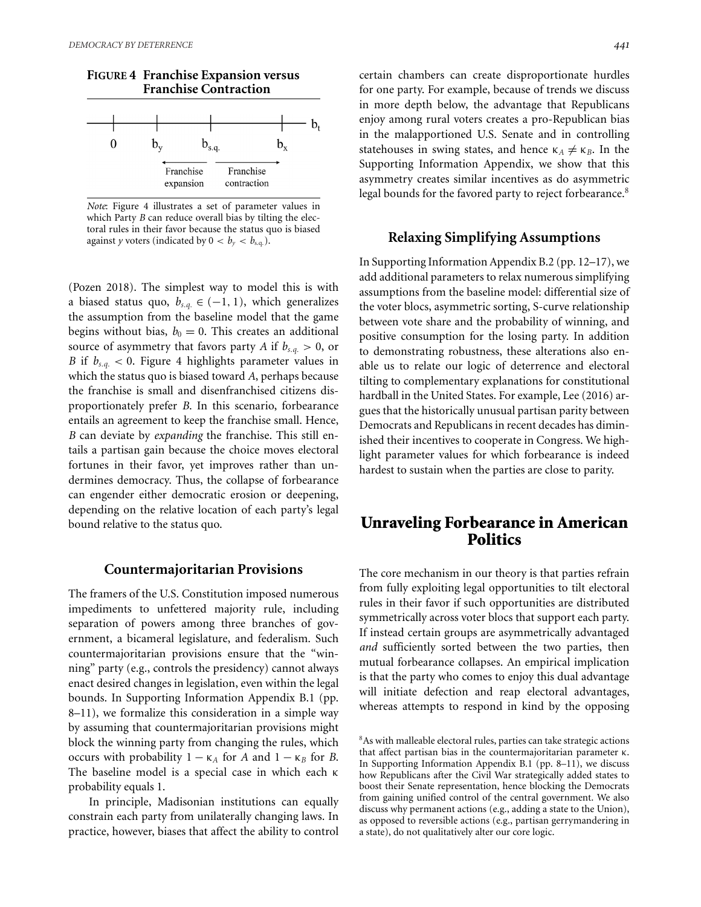**FIGURE 4 Franchise Expansion versus Franchise Contraction**

*Note*: Figure 4 illustrates a set of parameter values in which Party *B* can reduce overall bias by tilting the electoral rules in their favor because the status quo is biased against *y* voters (indicated by $0 < b_y < b_{s.q.}$).

(Pozen 2018). The simplest way to model this is with a biased status quo, $b_{s.q.} \in (-1, 1)$, which generalizes the assumption from the baseline model that the game begins without bias, $b_0 = 0$. This creates an additional source of asymmetry that favors party *A* if $b_{s.q.} > 0$, or *B* if $b_{s.q.} < 0$. Figure 4 highlights parameter values in which the status quo is biased toward *A*, perhaps because the franchise is small and disenfranchised citizens disproportionately prefer *B*. In this scenario, forbearance entails an agreement to keep the franchise small. Hence, *B* can deviate by *expanding* the franchise. This still entails a partisan gain because the choice moves electoral fortunes in their favor, yet improves rather than undermines democracy. Thus, the collapse of forbearance can engender either democratic erosion or deepening, depending on the relative location of each party's legal bound relative to the status quo.

### Countermajoritarian Provisions

The framers of the U.S. Constitution imposed numerous impediments to unfettered majority rule, including separation of powers among three branches of government, a bicameral legislature, and federalism. Such countermajoritarian provisions ensure that the "winning" party (e.g., controls the presidency) cannot always enact desired changes in legislation, even within the legal bounds. In Supporting Information Appendix B.1 (pp. 8–11), we formalize this consideration in a simple way by assuming that countermajoritarian provisions might block the winning party from changing the rules, which occurs with probability $1 - \kappa_A$ for *A* and $1 - \kappa_B$ for *B*. The baseline model is a special case in which each $\kappa$ probability equals 1.

In principle, Madisonian institutions can equally constrain each party from unilaterally changing laws. In practice, however, biases that affect the ability to control certain chambers can create disproportionate hurdles for one party. For example, because of trends we discuss in more depth below, the advantage that Republicans enjoy among rural voters creates a pro-Republican bias in the malapportioned U.S. Senate and in controlling statehouses in swing states, and hence $\kappa_A \neq \kappa_B$. In the Supporting Information Appendix, we show that this asymmetry creates similar incentives as do asymmetric legal bounds for the favored party to reject forbearance.[8]

### Relaxing Simplifying Assumptions

In Supporting Information Appendix B.2 (pp. 12–17), we add additional parameters to relax numerous simplifying assumptions from the baseline model: differential size of the voter blocs, asymmetric sorting, S-curve relationship between vote share and the probability of winning, and positive consumption for the losing party. In addition to demonstrating robustness, these alterations also enable us to relate our logic of deterrence and electoral tilting to complementary explanations for constitutional hardball in the United States. For example, Lee (2016) argues that the historically unusual partisan parity between Democrats and Republicans in recent decades has diminished their incentives to cooperate in Congress. We highlight parameter values for which forbearance is indeed hardest to sustain when the parties are close to parity.

## Unraveling Forbearance in American Politics

The core mechanism in our theory is that parties refrain from fully exploiting legal opportunities to tilt electoral rules in their favor if such opportunities are distributed symmetrically across voter blocs that support each party. If instead certain groups are asymmetrically advantaged *and* sufficiently sorted between the two parties, then mutual forbearance collapses. An empirical implication is that the party who comes to enjoy this dual advantage will initiate defection and reap electoral advantages, whereas attempts to respond in kind by the opposing

[8] As with malleable electoral rules, parties can take strategic actions that affect partisan bias in the countermajoritarian parameter $\kappa$. In Supporting Information Appendix B.1 (pp. 8–11), we discuss how Republicans after the Civil War strategically added states to boost their Senate representation, hence blocking the Democrats from gaining unified control of the central government. We also discuss why permanent actions (e.g., adding a state to the Union), as opposed to reversible actions (e.g., partisan gerrymandering in a state), do not qualitatively alter our core logic.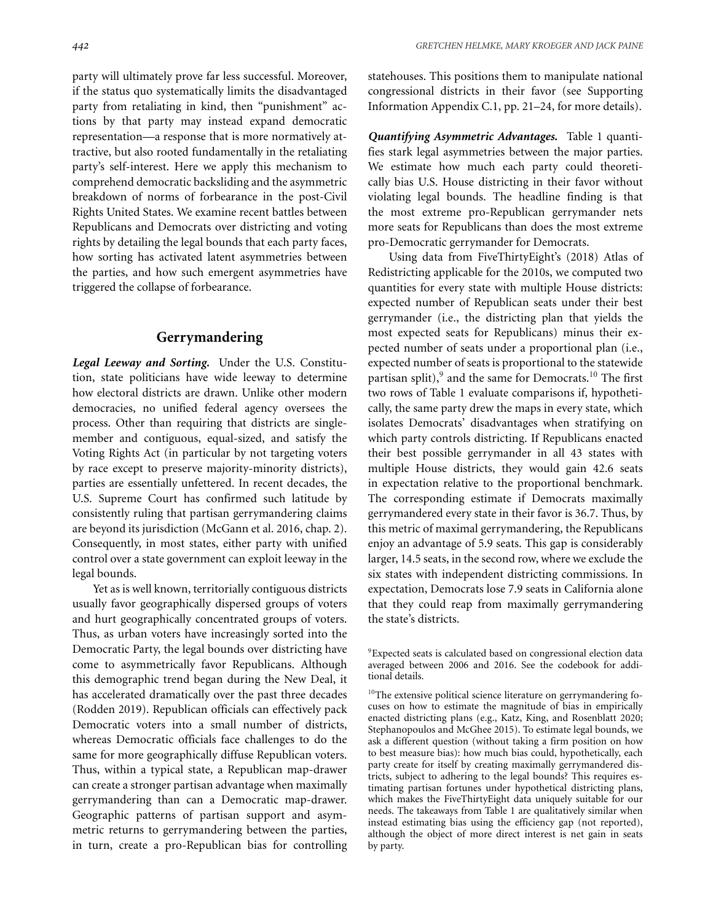party will ultimately prove far less successful. Moreover, if the status quo systematically limits the disadvantaged party from retaliating in kind, then "punishment" actions by that party may instead expand democratic representation—a response that is more normatively attractive, but also rooted fundamentally in the retaliating party's self-interest. Here we apply this mechanism to comprehend democratic backsliding and the asymmetric breakdown of norms of forbearance in the post-Civil Rights United States. We examine recent battles between Republicans and Democrats over districting and voting rights by detailing the legal bounds that each party faces, how sorting has activated latent asymmetries between the parties, and how such emergent asymmetries have triggered the collapse of forbearance.

## Gerrymandering

***Legal Leeway and Sorting.*** Under the U.S. Constitution, state politicians have wide leeway to determine how electoral districts are drawn. Unlike other modern democracies, no unified federal agency oversees the process. Other than requiring that districts are single-member and contiguous, equal-sized, and satisfy the Voting Rights Act (in particular by not targeting voters by race except to preserve majority-minority districts), parties are essentially unfettered. In recent decades, the U.S. Supreme Court has confirmed such latitude by consistently ruling that partisan gerrymandering claims are beyond its jurisdiction (McGann et al. 2016, chap. 2). Consequently, in most states, either party with unified control over a state government can exploit leeway in the legal bounds.

Yet as is well known, territorially contiguous districts usually favor geographically dispersed groups of voters and hurt geographically concentrated groups of voters. Thus, as urban voters have increasingly sorted into the Democratic Party, the legal bounds over districting have come to asymmetrically favor Republicans. Although this demographic trend began during the New Deal, it has accelerated dramatically over the past three decades (Rodden 2019). Republican officials can effectively pack Democratic voters into a small number of districts, whereas Democratic officials face challenges to do the same for more geographically diffuse Republican voters. Thus, within a typical state, a Republican map-drawer can create a stronger partisan advantage when maximally gerrymandering than can a Democratic map-drawer. Geographic patterns of partisan support and asymmetric returns to gerrymandering between the parties, in turn, create a pro-Republican bias for controlling statehouses. This positions them to manipulate national congressional districts in their favor (see Supporting Information Appendix C.1, pp. 21–24, for more details).

***Quantifying Asymmetric Advantages.*** Table 1 quantifies stark legal asymmetries between the major parties. We estimate how much each party could theoretically bias U.S. House districting in their favor without violating legal bounds. The headline finding is that the most extreme pro-Republican gerrymander nets more seats for Republicans than does the most extreme pro-Democratic gerrymander for Democrats.

Using data from FiveThirtyEight's (2018) Atlas of Redistricting applicable for the 2010s, we computed two quantities for every state with multiple House districts: expected number of Republican seats under their best gerrymander (i.e., the districting plan that yields the most expected seats for Republicans) minus their expected number of seats under a proportional plan (i.e., expected number of seats is proportional to the statewide partisan split),[9] and the same for Democrats.[10] The first two rows of Table 1 evaluate comparisons if, hypothetically, the same party drew the maps in every state, which isolates Democrats' disadvantages when stratifying on which party controls districting. If Republicans enacted their best possible gerrymander in all 43 states with multiple House districts, they would gain 42.6 seats in expectation relative to the proportional benchmark. The corresponding estimate if Democrats maximally gerrymandered every state in their favor is 36.7. Thus, by this metric of maximal gerrymandering, the Republicans enjoy an advantage of 5.9 seats. This gap is considerably larger, 14.5 seats, in the second row, where we exclude the six states with independent districting commissions. In expectation, Democrats lose 7.9 seats in California alone that they could reap from maximally gerrymandering the state's districts.

[9]Expected seats is calculated based on congressional election data averaged between 2006 and 2016. See the codebook for additional details.

[10]The extensive political science literature on gerrymandering focuses on how to estimate the magnitude of bias in empirically enacted districting plans (e.g., Katz, King, and Rosenblatt 2020; Stephanopoulos and McGhee 2015). To estimate legal bounds, we ask a different question (without taking a firm position on how to best measure bias): how much bias could, hypothetically, each party create for itself by creating maximally gerrymandered districts, subject to adhering to the legal bounds? This requires estimating partisan fortunes under hypothetical districting plans, which makes the FiveThirtyEight data uniquely suitable for our needs. The takeaways from Table 1 are qualitatively similar when instead estimating bias using the efficiency gap (not reported), although the object of more direct interest is net gain in seats by party.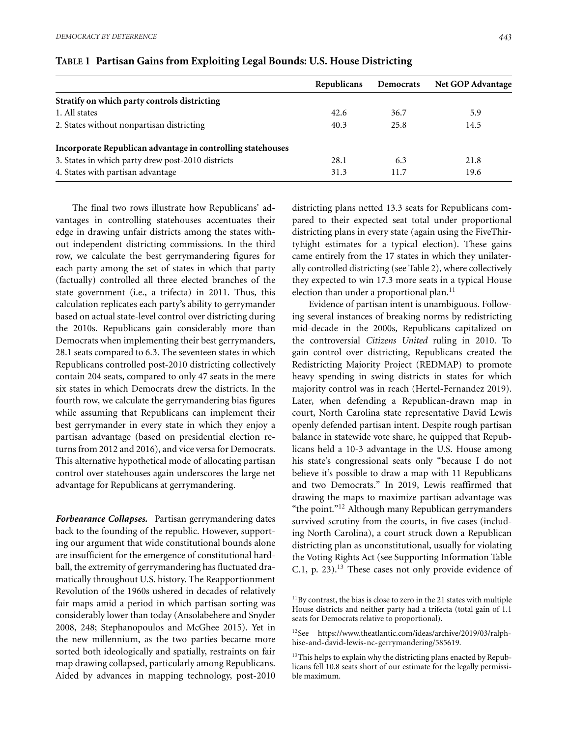**TABLE 1 Partisan Gains from Exploiting Legal Bounds: U.S. House Districting**

| | Republicans | Democrats | Net GOP Advantage |
|---|---|---|---|
| **Stratify on which party controls districting** | | | |
| 1. All states | 42.6 | 36.7 | 5.9 |
| 2. States without nonpartisan districting | 40.3 | 25.8 | 14.5 |
| **Incorporate Republican advantage in controlling statehouses** | | | |
| 3. States in which party drew post-2010 districts | 28.1 | 6.3 | 21.8 |
| 4. States with partisan advantage | 31.3 | 11.7 | 19.6 |

The final two rows illustrate how Republicans' advantages in controlling statehouses accentuates their edge in drawing unfair districts among the states without independent districting commissions. In the third row, we calculate the best gerrymandering figures for each party among the set of states in which that party (factually) controlled all three elected branches of the state government (i.e., a trifecta) in 2011. Thus, this calculation replicates each party's ability to gerrymander based on actual state-level control over districting during the 2010s. Republicans gain considerably more than Democrats when implementing their best gerrymanders, 28.1 seats compared to 6.3. The seventeen states in which Republicans controlled post-2010 districting collectively contain 204 seats, compared to only 47 seats in the mere six states in which Democrats drew the districts. In the fourth row, we calculate the gerrymandering bias figures while assuming that Republicans can implement their best gerrymander in every state in which they enjoy a partisan advantage (based on presidential election returns from 2012 and 2016), and vice versa for Democrats. This alternative hypothetical mode of allocating partisan control over statehouses again underscores the large net advantage for Republicans at gerrymandering.

***Forbearance Collapses.*** Partisan gerrymandering dates back to the founding of the republic. However, supporting our argument that wide constitutional bounds alone are insufficient for the emergence of constitutional hardball, the extremity of gerrymandering has fluctuated dramatically throughout U.S. history. The Reapportionment Revolution of the 1960s ushered in decades of relatively fair maps amid a period in which partisan sorting was considerably lower than today (Ansolabehere and Snyder 2008, 248; Stephanopoulos and McGhee 2015). Yet in the new millennium, as the two parties became more sorted both ideologically and spatially, restraints on fair map drawing collapsed, particularly among Republicans. Aided by advances in mapping technology, post-2010 districting plans netted 13.3 seats for Republicans compared to their expected seat total under proportional districting plans in every state (again using the FiveThirtyEight estimates for a typical election). These gains came entirely from the 17 states in which they unilaterally controlled districting (see Table 2), where collectively they expected to win 17.3 more seats in a typical House election than under a proportional plan.[11]

Evidence of partisan intent is unambiguous. Following several instances of breaking norms by redistricting mid-decade in the 2000s, Republicans capitalized on the controversial *Citizens United* ruling in 2010. To gain control over districting, Republicans created the Redistricting Majority Project (REDMAP) to promote heavy spending in swing districts in states for which majority control was in reach (Hertel-Fernandez 2019). Later, when defending a Republican-drawn map in court, North Carolina state representative David Lewis openly defended partisan intent. Despite rough partisan balance in statewide vote share, he quipped that Republicans held a 10-3 advantage in the U.S. House among his state's congressional seats only "because I do not believe it's possible to draw a map with 11 Republicans and two Democrats." In 2019, Lewis reaffirmed that drawing the maps to maximize partisan advantage was "the point."[12] Although many Republican gerrymanders survived scrutiny from the courts, in five cases (including North Carolina), a court struck down a Republican districting plan as unconstitutional, usually for violating the Voting Rights Act (see Supporting Information Table C.1, p. 23).[13] These cases not only provide evidence of

[11] By contrast, the bias is close to zero in the 21 states with multiple House districts and neither party had a trifecta (total gain of 1.1 seats for Democrats relative to proportional).

[12] See https://www.theatlantic.com/ideas/archive/2019/03/ralph-hise-and-david-lewis-nc-gerrymandering/585619.

[13] This helps to explain why the districting plans enacted by Republicans fell 10.8 seats short of our estimate for the legally permissible maximum.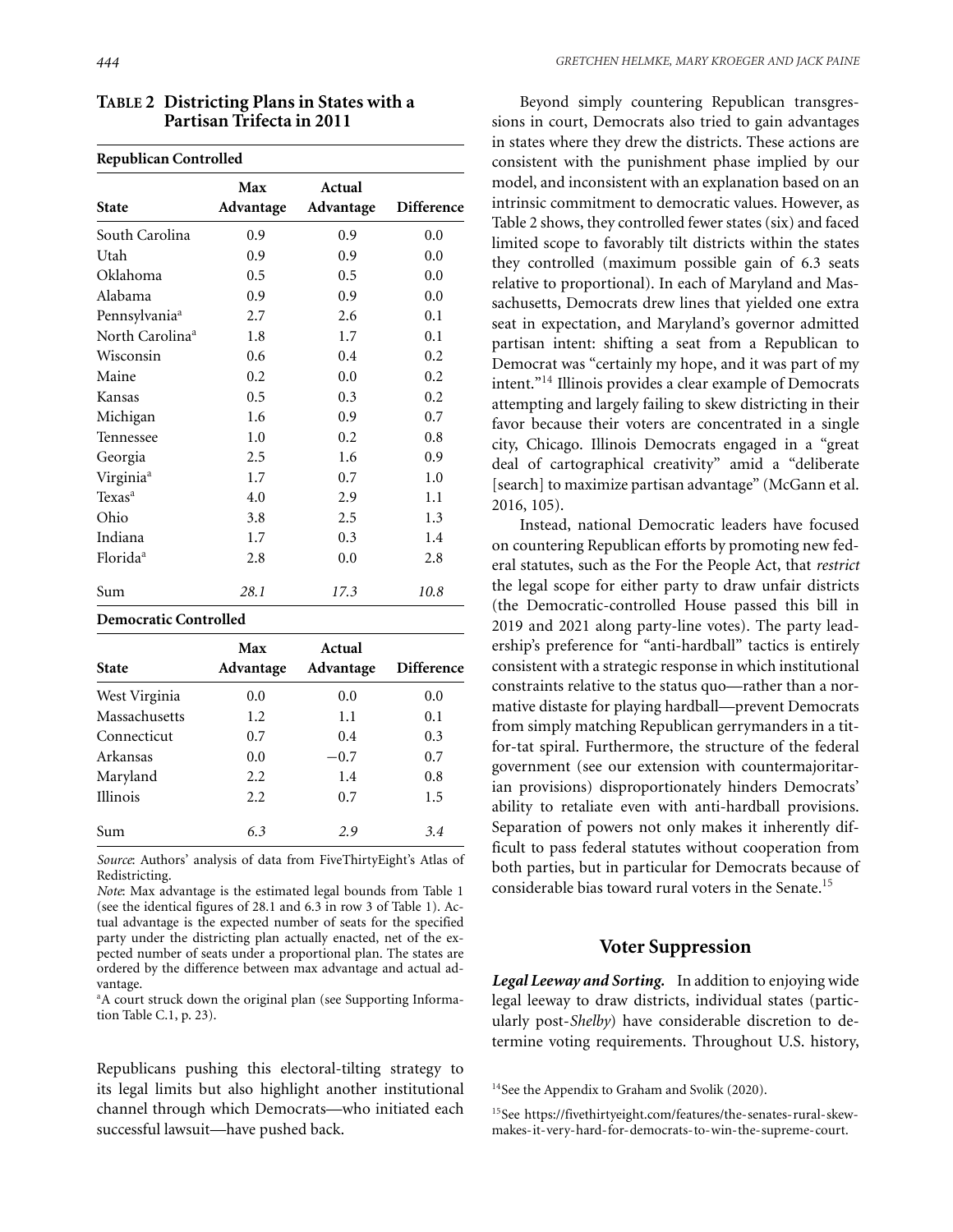**TABLE 2 Districting Plans in States with a Partisan Trifecta in 2011**

**Republican Controlled**

| State | Max Advantage | Actual Advantage | Difference |
|---|---|---|---|
| South Carolina | 0.9 | 0.9 | 0.0 |
| Utah | 0.9 | 0.9 | 0.0 |
| Oklahoma | 0.5 | 0.5 | 0.0 |
| Alabama | 0.9 | 0.9 | 0.0 |
| Pennsylvania[a] | 2.7 | 2.6 | 0.1 |
| North Carolina[a] | 1.8 | 1.7 | 0.1 |
| Wisconsin | 0.6 | 0.4 | 0.2 |
| Maine | 0.2 | 0.0 | 0.2 |
| Kansas | 0.5 | 0.3 | 0.2 |
| Michigan | 1.6 | 0.9 | 0.7 |
| Tennessee | 1.0 | 0.2 | 0.8 |
| Georgia | 2.5 | 1.6 | 0.9 |
| Virginia[a] | 1.7 | 0.7 | 1.0 |
| Texas[a] | 4.0 | 2.9 | 1.1 |
| Ohio | 3.8 | 2.5 | 1.3 |
| Indiana | 1.7 | 0.3 | 1.4 |
| Florida[a] | 2.8 | 0.0 | 2.8 |
| Sum | *28.1* | *17.3* | *10.8* |

**Democratic Controlled**

| State | Max Advantage | Actual Advantage | Difference |
|---|---|---|---|
| West Virginia | 0.0 | 0.0 | 0.0 |
| Massachusetts | 1.2 | 1.1 | 0.1 |
| Connecticut | 0.7 | 0.4 | 0.3 |
| Arkansas | 0.0 | −0.7 | 0.7 |
| Maryland | 2.2 | 1.4 | 0.8 |
| Illinois | 2.2 | 0.7 | 1.5 |
| Sum | *6.3* | *2.9* | *3.4* |

*Source*: Authors' analysis of data from FiveThirtyEight's Atlas of Redistricting.

*Note*: Max advantage is the estimated legal bounds from Table 1 (see the identical figures of 28.1 and 6.3 in row 3 of Table 1). Actual advantage is the expected number of seats for the specified party under the districting plan actually enacted, net of the expected number of seats under a proportional plan. The states are ordered by the difference between max advantage and actual advantage.

[a]A court struck down the original plan (see Supporting Information Table C.1, p. 23).

Republicans pushing this electoral-tilting strategy to its legal limits but also highlight another institutional channel through which Democrats—who initiated each successful lawsuit—have pushed back.

Beyond simply countering Republican transgressions in court, Democrats also tried to gain advantages in states where they drew the districts. These actions are consistent with the punishment phase implied by our model, and inconsistent with an explanation based on an intrinsic commitment to democratic values. However, as Table 2 shows, they controlled fewer states (six) and faced limited scope to favorably tilt districts within the states they controlled (maximum possible gain of 6.3 seats relative to proportional). In each of Maryland and Massachusetts, Democrats drew lines that yielded one extra seat in expectation, and Maryland's governor admitted partisan intent: shifting a seat from a Republican to Democrat was "certainly my hope, and it was part of my intent."[14] Illinois provides a clear example of Democrats attempting and largely failing to skew districting in their favor because their voters are concentrated in a single city, Chicago. Illinois Democrats engaged in a "great deal of cartographical creativity" amid a "deliberate [search] to maximize partisan advantage" (McGann et al. 2016, 105).

Instead, national Democratic leaders have focused on countering Republican efforts by promoting new federal statutes, such as the For the People Act, that *restrict* the legal scope for either party to draw unfair districts (the Democratic-controlled House passed this bill in 2019 and 2021 along party-line votes). The party leadership's preference for "anti-hardball" tactics is entirely consistent with a strategic response in which institutional constraints relative to the status quo—rather than a normative distaste for playing hardball—prevent Democrats from simply matching Republican gerrymanders in a tit-for-tat spiral. Furthermore, the structure of the federal government (see our extension with countermajoritarian provisions) disproportionately hinders Democrats' ability to retaliate even with anti-hardball provisions. Separation of powers not only makes it inherently difficult to pass federal statutes without cooperation from both parties, but in particular for Democrats because of considerable bias toward rural voters in the Senate.[15]

## Voter Suppression

***Legal Leeway and Sorting.*** In addition to enjoying wide legal leeway to draw districts, individual states (particularly post-*Shelby*) have considerable discretion to determine voting requirements. Throughout U.S. history,

[14]See the Appendix to Graham and Svolik (2020).

[15]See https://fivethirtyeight.com/features/the-senates-rural-skew-makes-it-very-hard-for-democrats-to-win-the-supreme-court.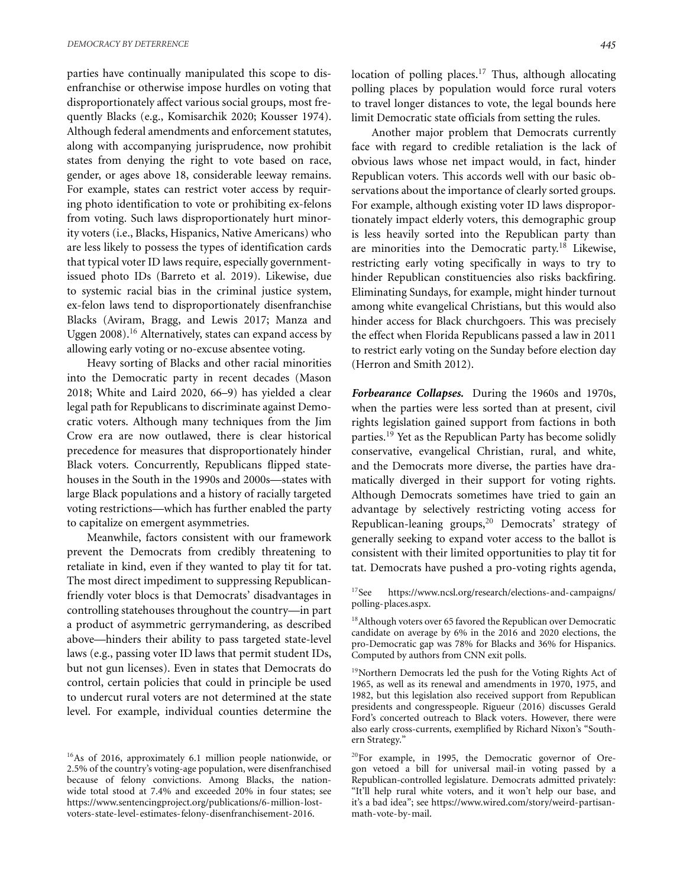parties have continually manipulated this scope to disenfranchise or otherwise impose hurdles on voting that disproportionately affect various social groups, most frequently Blacks (e.g., Komisarchik 2020; Kousser 1974). Although federal amendments and enforcement statutes, along with accompanying jurisprudence, now prohibit states from denying the right to vote based on race, gender, or ages above 18, considerable leeway remains. For example, states can restrict voter access by requiring photo identification to vote or prohibiting ex-felons from voting. Such laws disproportionately hurt minority voters (i.e., Blacks, Hispanics, Native Americans) who are less likely to possess the types of identification cards that typical voter ID laws require, especially government-issued photo IDs (Barreto et al. 2019). Likewise, due to systemic racial bias in the criminal justice system, ex-felon laws tend to disproportionately disenfranchise Blacks (Aviram, Bragg, and Lewis 2017; Manza and Uggen 2008).[16] Alternatively, states can expand access by allowing early voting or no-excuse absentee voting.

Heavy sorting of Blacks and other racial minorities into the Democratic party in recent decades (Mason 2018; White and Laird 2020, 66–9) has yielded a clear legal path for Republicans to discriminate against Democratic voters. Although many techniques from the Jim Crow era are now outlawed, there is clear historical precedence for measures that disproportionately hinder Black voters. Concurrently, Republicans flipped statehouses in the South in the 1990s and 2000s—states with large Black populations and a history of racially targeted voting restrictions—which has further enabled the party to capitalize on emergent asymmetries.

Meanwhile, factors consistent with our framework prevent the Democrats from credibly threatening to retaliate in kind, even if they wanted to play tit for tat. The most direct impediment to suppressing Republican-friendly voter blocs is that Democrats' disadvantages in controlling statehouses throughout the country—in part a product of asymmetric gerrymandering, as described above—hinders their ability to pass targeted state-level laws (e.g., passing voter ID laws that permit student IDs, but not gun licenses). Even in states that Democrats do control, certain policies that could in principle be used to undercut rural voters are not determined at the state level. For example, individual counties determine the location of polling places.[17] Thus, although allocating polling places by population would force rural voters to travel longer distances to vote, the legal bounds here limit Democratic state officials from setting the rules.

Another major problem that Democrats currently face with regard to credible retaliation is the lack of obvious laws whose net impact would, in fact, hinder Republican voters. This accords well with our basic observations about the importance of clearly sorted groups. For example, although existing voter ID laws disproportionately impact elderly voters, this demographic group is less heavily sorted into the Republican party than are minorities into the Democratic party.[18] Likewise, restricting early voting specifically in ways to try to hinder Republican constituencies also risks backfiring. Eliminating Sundays, for example, might hinder turnout among white evangelical Christians, but this would also hinder access for Black churchgoers. This was precisely the effect when Florida Republicans passed a law in 2011 to restrict early voting on the Sunday before election day (Herron and Smith 2012).

***Forbearance Collapses.*** During the 1960s and 1970s, when the parties were less sorted than at present, civil rights legislation gained support from factions in both parties.[19] Yet as the Republican Party has become solidly conservative, evangelical Christian, rural, and white, and the Democrats more diverse, the parties have dramatically diverged in their support for voting rights. Although Democrats sometimes have tried to gain an advantage by selectively restricting voting access for Republican-leaning groups,[20] Democrats' strategy of generally seeking to expand voter access to the ballot is consistent with their limited opportunities to play tit for tat. Democrats have pushed a pro-voting rights agenda,

[16] As of 2016, approximately 6.1 million people nationwide, or 2.5% of the country's voting-age population, were disenfranchised because of felony convictions. Among Blacks, the nationwide total stood at 7.4% and exceeded 20% in four states; see https://www.sentencingproject.org/publications/6-million-lost-voters-state-level-estimates-felony-disenfranchisement-2016.

[17] See https://www.ncsl.org/research/elections-and-campaigns/polling-places.aspx.

[18] Although voters over 65 favored the Republican over Democratic candidate on average by 6% in the 2016 and 2020 elections, the pro-Democratic gap was 78% for Blacks and 36% for Hispanics. Computed by authors from CNN exit polls.

[19] Northern Democrats led the push for the Voting Rights Act of 1965, as well as its renewal and amendments in 1970, 1975, and 1982, but this legislation also received support from Republican presidents and congresspeople. Rigueur (2016) discusses Gerald Ford's concerted outreach to Black voters. However, there were also early cross-currents, exemplified by Richard Nixon's "Southern Strategy."

[20] For example, in 1995, the Democratic governor of Oregon vetoed a bill for universal mail-in voting passed by a Republican-controlled legislature. Democrats admitted privately: "It'll help rural white voters, and it won't help our base, and it's a bad idea"; see https://www.wired.com/story/weird-partisan-math-vote-by-mail.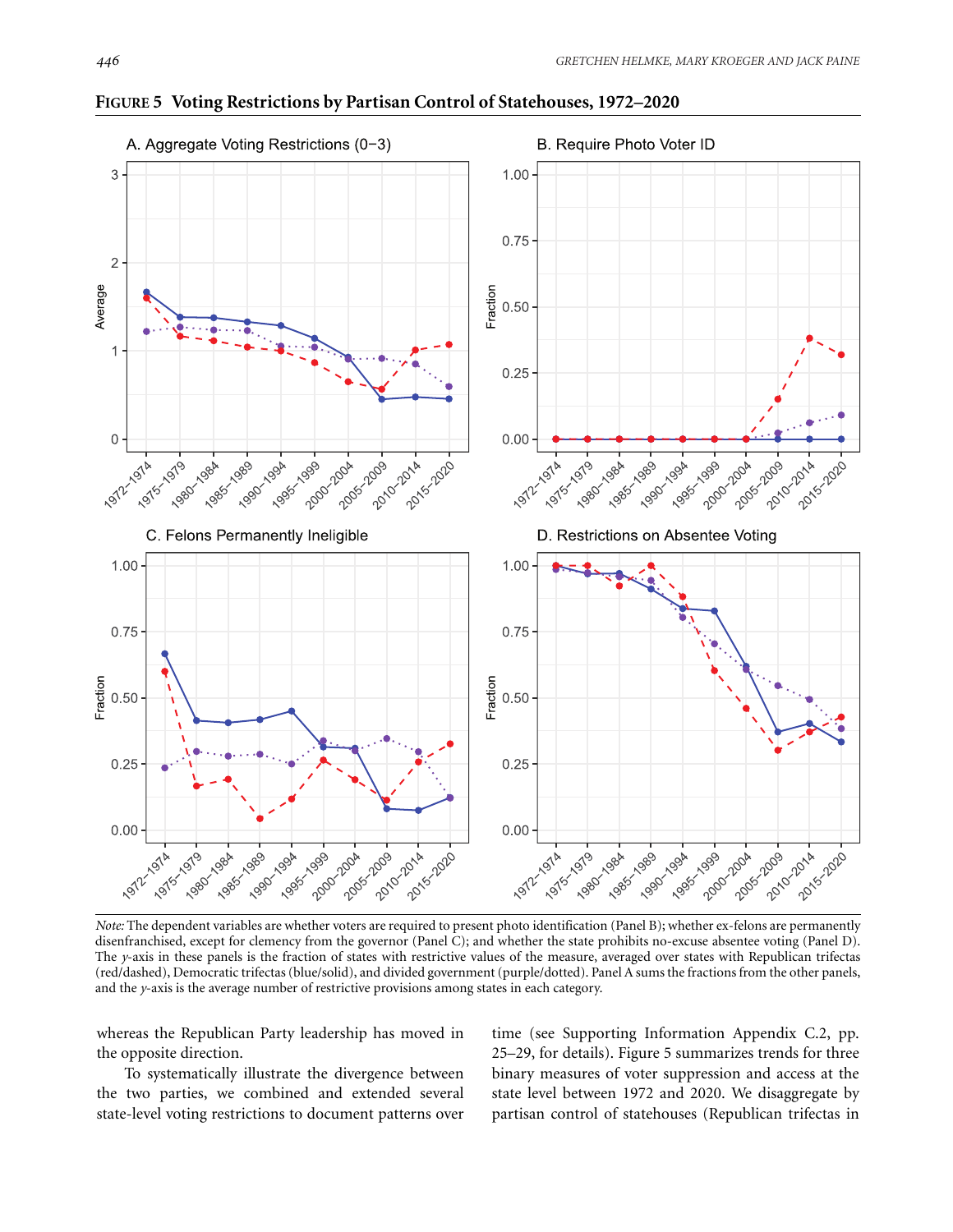**FIGURE 5 Voting Restrictions by Partisan Control of Statehouses, 1972–2020**

*Note:* The dependent variables are whether voters are required to present photo identification (Panel B); whether ex-felons are permanently disenfranchised, except for clemency from the governor (Panel C); and whether the state prohibits no-excuse absentee voting (Panel D). The *y*-axis in these panels is the fraction of states with restrictive values of the measure, averaged over states with Republican trifectas (red/dashed), Democratic trifectas (blue/solid), and divided government (purple/dotted). Panel A sums the fractions from the other panels, and the *y*-axis is the average number of restrictive provisions among states in each category.

whereas the Republican Party leadership has moved in the opposite direction.

To systematically illustrate the divergence between the two parties, we combined and extended several state-level voting restrictions to document patterns over time (see Supporting Information Appendix C.2, pp. 25–29, for details). Figure 5 summarizes trends for three binary measures of voter suppression and access at the state level between 1972 and 2020. We disaggregate by partisan control of statehouses (Republican trifectas in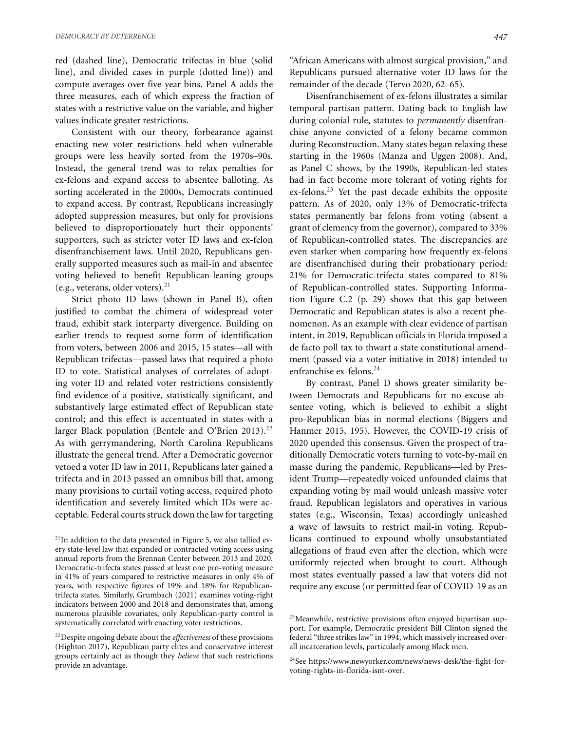red (dashed line), Democratic trifectas in blue (solid line), and divided cases in purple (dotted line)) and compute averages over five-year bins. Panel A adds the three measures, each of which express the fraction of states with a restrictive value on the variable, and higher values indicate greater restrictions.

Consistent with our theory, forbearance against enacting new voter restrictions held when vulnerable groups were less heavily sorted from the 1970s–90s. Instead, the general trend was to relax penalties for ex-felons and expand access to absentee balloting. As sorting accelerated in the 2000s, Democrats continued to expand access. By contrast, Republicans increasingly adopted suppression measures, but only for provisions believed to disproportionately hurt their opponents' supporters, such as stricter voter ID laws and ex-felon disenfranchisement laws. Until 2020, Republicans generally supported measures such as mail-in and absentee voting believed to benefit Republican-leaning groups (e.g., veterans, older voters).[21]

Strict photo ID laws (shown in Panel B), often justified to combat the chimera of widespread voter fraud, exhibit stark interparty divergence. Building on earlier trends to request some form of identification from voters, between 2006 and 2015, 15 states—all with Republican trifectas—passed laws that required a photo ID to vote. Statistical analyses of correlates of adopting voter ID and related voter restrictions consistently find evidence of a positive, statistically significant, and substantively large estimated effect of Republican state control; and this effect is accentuated in states with a larger Black population (Bentele and O'Brien 2013).[22] As with gerrymandering, North Carolina Republicans illustrate the general trend. After a Democratic governor vetoed a voter ID law in 2011, Republicans later gained a trifecta and in 2013 passed an omnibus bill that, among many provisions to curtail voting access, required photo identification and severely limited which IDs were acceptable. Federal courts struck down the law for targeting "African Americans with almost surgical provision," and Republicans pursued alternative voter ID laws for the remainder of the decade (Tervo 2020, 62–65).

Disenfranchisement of ex-felons illustrates a similar temporal partisan pattern. Dating back to English law during colonial rule, statutes to *permanently* disenfranchise anyone convicted of a felony became common during Reconstruction. Many states began relaxing these starting in the 1960s (Manza and Uggen 2008). And, as Panel C shows, by the 1990s, Republican-led states had in fact become more tolerant of voting rights for ex-felons.[23] Yet the past decade exhibits the opposite pattern. As of 2020, only 13% of Democratic-trifecta states permanently bar felons from voting (absent a grant of clemency from the governor), compared to 33% of Republican-controlled states. The discrepancies are even starker when comparing how frequently ex-felons are disenfranchised during their probationary period: 21% for Democratic-trifecta states compared to 81% of Republican-controlled states. Supporting Information Figure C.2 (p. 29) shows that this gap between Democratic and Republican states is also a recent phenomenon. As an example with clear evidence of partisan intent, in 2019, Republican officials in Florida imposed a de facto poll tax to thwart a state constitutional amendment (passed via a voter initiative in 2018) intended to enfranchise ex-felons.[24]

By contrast, Panel D shows greater similarity between Democrats and Republicans for no-excuse absentee voting, which is believed to exhibit a slight pro-Republican bias in normal elections (Biggers and Hanmer 2015, 195). However, the COVID-19 crisis of 2020 upended this consensus. Given the prospect of traditionally Democratic voters turning to vote-by-mail en masse during the pandemic, Republicans—led by President Trump—repeatedly voiced unfounded claims that expanding voting by mail would unleash massive voter fraud. Republican legislators and operatives in various states (e.g., Wisconsin, Texas) accordingly unleashed a wave of lawsuits to restrict mail-in voting. Republicans continued to expound wholly unsubstantiated allegations of fraud even after the election, which were uniformly rejected when brought to court. Although most states eventually passed a law that voters did not require any excuse (or permitted fear of COVID-19 as an

[21] In addition to the data presented in Figure 5, we also tallied every state-level law that expanded or contracted voting access using annual reports from the Brennan Center between 2013 and 2020. Democratic-trifecta states passed at least one pro-voting measure in 41% of years compared to restrictive measures in only 4% of years, with respective figures of 19% and 18% for Republican-trifecta states. Similarly, Grumbach (2021) examines voting-right indicators between 2000 and 2018 and demonstrates that, among numerous plausible covariates, only Republican-party control is systematically correlated with enacting voter restrictions.

[22] Despite ongoing debate about the *effectiveness* of these provisions (Highton 2017), Republican party elites and conservative interest groups certainly act as though they *believe* that such restrictions provide an advantage.

[23] Meanwhile, restrictive provisions often enjoyed bipartisan support. For example, Democratic president Bill Clinton signed the federal "three strikes law" in 1994, which massively increased overall incarceration levels, particularly among Black men.

[24] See https://www.newyorker.com/news/news-desk/the-fight-for-voting-rights-in-florida-isnt-over.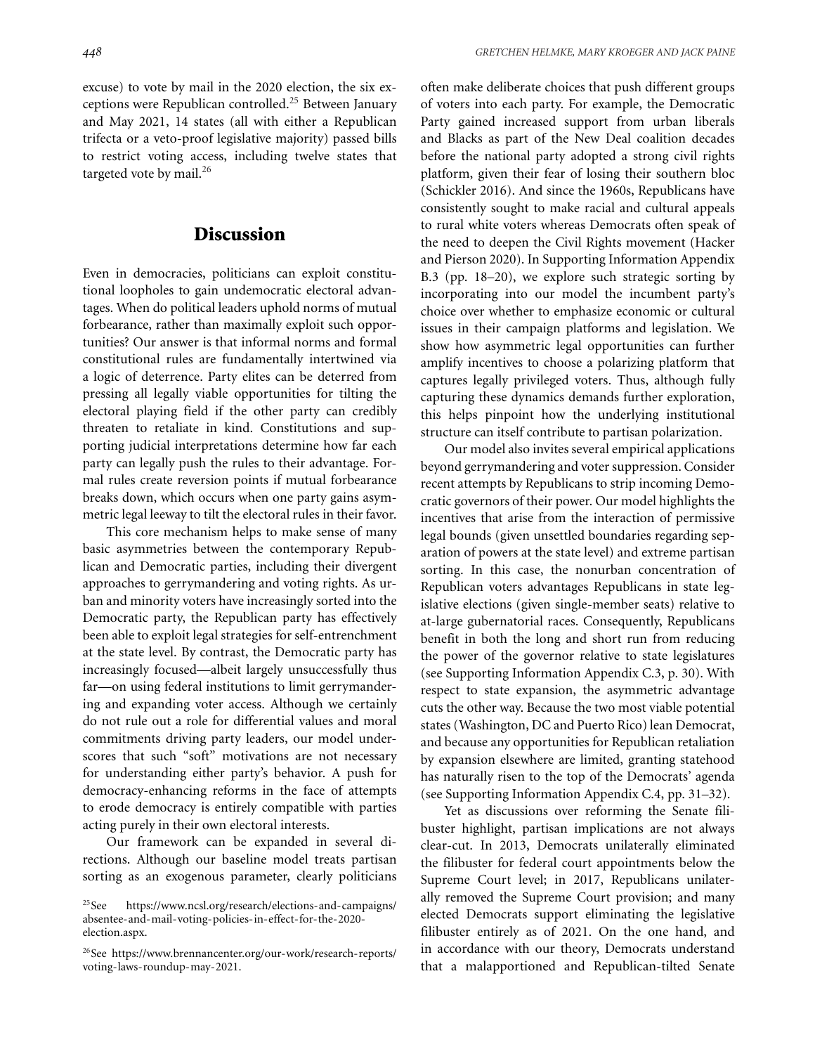excuse) to vote by mail in the 2020 election, the six exceptions were Republican controlled.[25] Between January and May 2021, 14 states (all with either a Republican trifecta or a veto-proof legislative majority) passed bills to restrict voting access, including twelve states that targeted vote by mail.[26]

## Discussion

Even in democracies, politicians can exploit constitutional loopholes to gain undemocratic electoral advantages. When do political leaders uphold norms of mutual forbearance, rather than maximally exploit such opportunities? Our answer is that informal norms and formal constitutional rules are fundamentally intertwined via a logic of deterrence. Party elites can be deterred from pressing all legally viable opportunities for tilting the electoral playing field if the other party can credibly threaten to retaliate in kind. Constitutions and supporting judicial interpretations determine how far each party can legally push the rules to their advantage. Formal rules create reversion points if mutual forbearance breaks down, which occurs when one party gains asymmetric legal leeway to tilt the electoral rules in their favor.

This core mechanism helps to make sense of many basic asymmetries between the contemporary Republican and Democratic parties, including their divergent approaches to gerrymandering and voting rights. As urban and minority voters have increasingly sorted into the Democratic party, the Republican party has effectively been able to exploit legal strategies for self-entrenchment at the state level. By contrast, the Democratic party has increasingly focused—albeit largely unsuccessfully thus far—on using federal institutions to limit gerrymandering and expanding voter access. Although we certainly do not rule out a role for differential values and moral commitments driving party leaders, our model underscores that such "soft" motivations are not necessary for understanding either party's behavior. A push for democracy-enhancing reforms in the face of attempts to erode democracy is entirely compatible with parties acting purely in their own electoral interests.

Our framework can be expanded in several directions. Although our baseline model treats partisan sorting as an exogenous parameter, clearly politicians often make deliberate choices that push different groups of voters into each party. For example, the Democratic Party gained increased support from urban liberals and Blacks as part of the New Deal coalition decades before the national party adopted a strong civil rights platform, given their fear of losing their southern bloc (Schickler 2016). And since the 1960s, Republicans have consistently sought to make racial and cultural appeals to rural white voters whereas Democrats often speak of the need to deepen the Civil Rights movement (Hacker and Pierson 2020). In Supporting Information Appendix B.3 (pp. 18–20), we explore such strategic sorting by incorporating into our model the incumbent party's choice over whether to emphasize economic or cultural issues in their campaign platforms and legislation. We show how asymmetric legal opportunities can further amplify incentives to choose a polarizing platform that captures legally privileged voters. Thus, although fully capturing these dynamics demands further exploration, this helps pinpoint how the underlying institutional structure can itself contribute to partisan polarization.

Our model also invites several empirical applications beyond gerrymandering and voter suppression. Consider recent attempts by Republicans to strip incoming Democratic governors of their power. Our model highlights the incentives that arise from the interaction of permissive legal bounds (given unsettled boundaries regarding separation of powers at the state level) and extreme partisan sorting. In this case, the nonurban concentration of Republican voters advantages Republicans in state legislative elections (given single-member seats) relative to at-large gubernatorial races. Consequently, Republicans benefit in both the long and short run from reducing the power of the governor relative to state legislatures (see Supporting Information Appendix C.3, p. 30). With respect to state expansion, the asymmetric advantage cuts the other way. Because the two most viable potential states (Washington, DC and Puerto Rico) lean Democrat, and because any opportunities for Republican retaliation by expansion elsewhere are limited, granting statehood has naturally risen to the top of the Democrats' agenda (see Supporting Information Appendix C.4, pp. 31–32).

Yet as discussions over reforming the Senate filibuster highlight, partisan implications are not always clear-cut. In 2013, Democrats unilaterally eliminated the filibuster for federal court appointments below the Supreme Court level; in 2017, Republicans unilaterally removed the Supreme Court provision; and many elected Democrats support eliminating the legislative filibuster entirely as of 2021. On the one hand, and in accordance with our theory, Democrats understand that a malapportioned and Republican-tilted Senate

[25] See https://www.ncsl.org/research/elections-and-campaigns/absentee-and-mail-voting-policies-in-effect-for-the-2020-election.aspx.

[26] See https://www.brennancenter.org/our-work/research-reports/voting-laws-roundup-may-2021.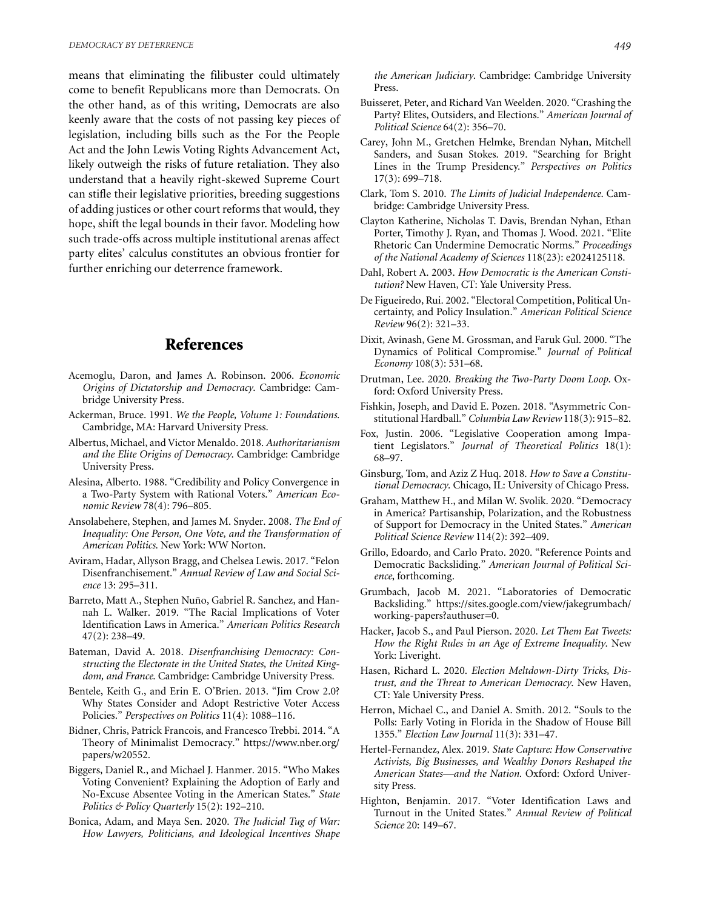means that eliminating the filibuster could ultimately come to benefit Republicans more than Democrats. On the other hand, as of this writing, Democrats are also keenly aware that the costs of not passing key pieces of legislation, including bills such as the For the People Act and the John Lewis Voting Rights Advancement Act, likely outweigh the risks of future retaliation. They also understand that a heavily right-skewed Supreme Court can stifle their legislative priorities, breeding suggestions of adding justices or other court reforms that would, they hope, shift the legal bounds in their favor. Modeling how such trade-offs across multiple institutional arenas affect party elites' calculus constitutes an obvious frontier for further enriching our deterrence framework.

## References

Acemoglu, Daron, and James A. Robinson. 2006. *Economic Origins of Dictatorship and Democracy*. Cambridge: Cambridge University Press.

Ackerman, Bruce. 1991. *We the People, Volume 1: Foundations*. Cambridge, MA: Harvard University Press.

Albertus, Michael, and Victor Menaldo. 2018. *Authoritarianism and the Elite Origins of Democracy*. Cambridge: Cambridge University Press.

Alesina, Alberto. 1988. "Credibility and Policy Convergence in a Two-Party System with Rational Voters." *American Economic Review* 78(4): 796–805.

Ansolabehere, Stephen, and James M. Snyder. 2008. *The End of Inequality: One Person, One Vote, and the Transformation of American Politics*. New York: WW Norton.

Aviram, Hadar, Allyson Bragg, and Chelsea Lewis. 2017. "Felon Disenfranchisement." *Annual Review of Law and Social Science* 13: 295–311.

Barreto, Matt A., Stephen Nuño, Gabriel R. Sanchez, and Hannah L. Walker. 2019. "The Racial Implications of Voter Identification Laws in America." *American Politics Research* 47(2): 238–49.

Bateman, David A. 2018. *Disenfranchising Democracy: Constructing the Electorate in the United States, the United Kingdom, and France*. Cambridge: Cambridge University Press.

Bentele, Keith G., and Erin E. O'Brien. 2013. "Jim Crow 2.0? Why States Consider and Adopt Restrictive Voter Access Policies." *Perspectives on Politics* 11(4): 1088–116.

Bidner, Chris, Patrick Francois, and Francesco Trebbi. 2014. "A Theory of Minimalist Democracy." https://www.nber.org/papers/w20552.

Biggers, Daniel R., and Michael J. Hanmer. 2015. "Who Makes Voting Convenient? Explaining the Adoption of Early and No-Excuse Absentee Voting in the American States." *State Politics & Policy Quarterly* 15(2): 192–210.

Bonica, Adam, and Maya Sen. 2020. *The Judicial Tug of War: How Lawyers, Politicians, and Ideological Incentives Shape the American Judiciary*. Cambridge: Cambridge University Press.

Buisseret, Peter, and Richard Van Weelden. 2020. "Crashing the Party? Elites, Outsiders, and Elections." *American Journal of Political Science* 64(2): 356–70.

Carey, John M., Gretchen Helmke, Brendan Nyhan, Mitchell Sanders, and Susan Stokes. 2019. "Searching for Bright Lines in the Trump Presidency." *Perspectives on Politics* 17(3): 699–718.

Clark, Tom S. 2010. *The Limits of Judicial Independence*. Cambridge: Cambridge University Press.

Clayton Katherine, Nicholas T. Davis, Brendan Nyhan, Ethan Porter, Timothy J. Ryan, and Thomas J. Wood. 2021. "Elite Rhetoric Can Undermine Democratic Norms." *Proceedings of the National Academy of Sciences* 118(23): e2024125118.

Dahl, Robert A. 2003. *How Democratic is the American Constitution?* New Haven, CT: Yale University Press.

De Figueiredo, Rui. 2002. "Electoral Competition, Political Uncertainty, and Policy Insulation." *American Political Science Review* 96(2): 321–33.

Dixit, Avinash, Gene M. Grossman, and Faruk Gul. 2000. "The Dynamics of Political Compromise." *Journal of Political Economy* 108(3): 531–68.

Drutman, Lee. 2020. *Breaking the Two-Party Doom Loop*. Oxford: Oxford University Press.

Fishkin, Joseph, and David E. Pozen. 2018. "Asymmetric Constitutional Hardball." *Columbia Law Review* 118(3): 915–82.

Fox, Justin. 2006. "Legislative Cooperation among Impatient Legislators." *Journal of Theoretical Politics* 18(1): 68–97.

Ginsburg, Tom, and Aziz Z Huq. 2018. *How to Save a Constitutional Democracy*. Chicago, IL: University of Chicago Press.

Graham, Matthew H., and Milan W. Svolik. 2020. "Democracy in America? Partisanship, Polarization, and the Robustness of Support for Democracy in the United States." *American Political Science Review* 114(2): 392–409.

Grillo, Edoardo, and Carlo Prato. 2020. "Reference Points and Democratic Backsliding." *American Journal of Political Science*, forthcoming.

Grumbach, Jacob M. 2021. "Laboratories of Democratic Backsliding." https://sites.google.com/view/jakegrumbach/working-papers?authuser=0.

Hacker, Jacob S., and Paul Pierson. 2020. *Let Them Eat Tweets: How the Right Rules in an Age of Extreme Inequality*. New York: Liveright.

Hasen, Richard L. 2020. *Election Meltdown-Dirty Tricks, Distrust, and the Threat to American Democracy*. New Haven, CT: Yale University Press.

Herron, Michael C., and Daniel A. Smith. 2012. "Souls to the Polls: Early Voting in Florida in the Shadow of House Bill 1355." *Election Law Journal* 11(3): 331–47.

Hertel-Fernandez, Alex. 2019. *State Capture: How Conservative Activists, Big Businesses, and Wealthy Donors Reshaped the American States—and the Nation*. Oxford: Oxford University Press.

Highton, Benjamin. 2017. "Voter Identification Laws and Turnout in the United States." *Annual Review of Political Science* 20: 149–67.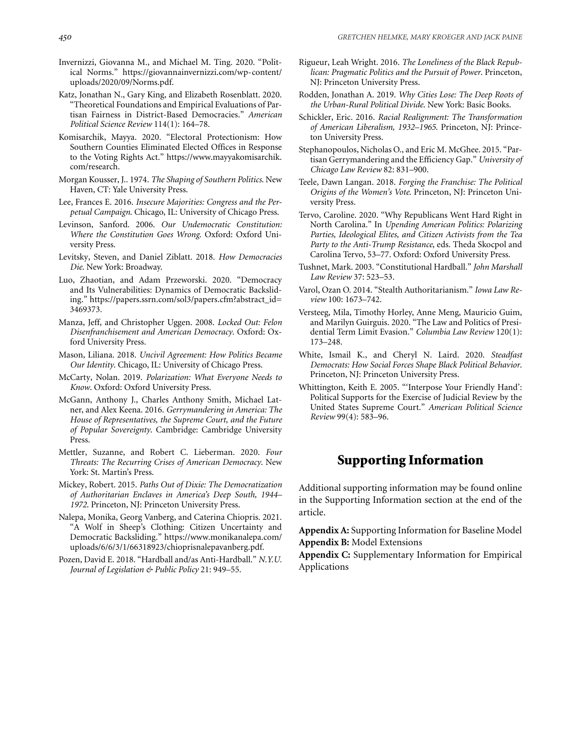Invernizzi, Giovanna M., and Michael M. Ting. 2020. "Political Norms." https://giovannainvernizzi.com/wp-content/uploads/2020/09/Norms.pdf.

Katz, Jonathan N., Gary King, and Elizabeth Rosenblatt. 2020. "Theoretical Foundations and Empirical Evaluations of Partisan Fairness in District-Based Democracies." *American Political Science Review* 114(1): 164–78.

Komisarchik, Mayya. 2020. "Electoral Protectionism: How Southern Counties Eliminated Elected Offices in Response to the Voting Rights Act." https://www.mayyakomisarchik.com/research.

Morgan Kousser, J.. 1974. *The Shaping of Southern Politics*. New Haven, CT: Yale University Press.

Lee, Frances E. 2016. *Insecure Majorities: Congress and the Perpetual Campaign*. Chicago, IL: University of Chicago Press.

Levinson, Sanford. 2006. *Our Undemocratic Constitution: Where the Constitution Goes Wrong*. Oxford: Oxford University Press.

Levitsky, Steven, and Daniel Ziblatt. 2018. *How Democracies Die*. New York: Broadway.

Luo, Zhaotian, and Adam Przeworski. 2020. "Democracy and Its Vulnerabilities: Dynamics of Democratic Backsliding." https://papers.ssrn.com/sol3/papers.cfm?abstract_id=3469373.

Manza, Jeff, and Christopher Uggen. 2008. *Locked Out: Felon Disenfranchisement and American Democracy*. Oxford: Oxford University Press.

Mason, Liliana. 2018. *Uncivil Agreement: How Politics Became Our Identity*. Chicago, IL: University of Chicago Press.

McCarty, Nolan. 2019. *Polarization: What Everyone Needs to Know*. Oxford: Oxford University Press.

McGann, Anthony J., Charles Anthony Smith, Michael Latner, and Alex Keena. 2016. *Gerrymandering in America: The House of Representatives, the Supreme Court, and the Future of Popular Sovereignty*. Cambridge: Cambridge University Press.

Mettler, Suzanne, and Robert C. Lieberman. 2020. *Four Threats: The Recurring Crises of American Democracy*. New York: St. Martin's Press.

Mickey, Robert. 2015. *Paths Out of Dixie: The Democratization of Authoritarian Enclaves in America's Deep South, 1944–1972*. Princeton, NJ: Princeton University Press.

Nalepa, Monika, Georg Vanberg, and Caterina Chiopris. 2021. "A Wolf in Sheep's Clothing: Citizen Uncertainty and Democratic Backsliding." https://www.monikanalepa.com/uploads/6/6/3/1/66318923/chioprisnalepavanberg.pdf.

Pozen, David E. 2018. "Hardball and/as Anti-Hardball." *N.Y.U. Journal of Legislation & Public Policy* 21: 949–55.

Rigueur, Leah Wright. 2016. *The Loneliness of the Black Republican: Pragmatic Politics and the Pursuit of Power*. Princeton, NJ: Princeton University Press.

Rodden, Jonathan A. 2019. *Why Cities Lose: The Deep Roots of the Urban-Rural Political Divide*. New York: Basic Books.

Schickler, Eric. 2016. *Racial Realignment: The Transformation of American Liberalism, 1932–1965*. Princeton, NJ: Princeton University Press.

Stephanopoulos, Nicholas O., and Eric M. McGhee. 2015. "Partisan Gerrymandering and the Efficiency Gap." *University of Chicago Law Review* 82: 831–900.

Teele, Dawn Langan. 2018. *Forging the Franchise: The Political Origins of the Women's Vote*. Princeton, NJ: Princeton University Press.

Tervo, Caroline. 2020. "Why Republicans Went Hard Right in North Carolina." In *Upending American Politics: Polarizing Parties, Ideological Elites, and Citizen Activists from the Tea Party to the Anti-Trump Resistance*, eds. Theda Skocpol and Carolina Tervo, 53–77. Oxford: Oxford University Press.

Tushnet, Mark. 2003. "Constitutional Hardball." *John Marshall Law Review* 37: 523–53.

Varol, Ozan O. 2014. "Stealth Authoritarianism." *Iowa Law Review* 100: 1673–742.

Versteeg, Mila, Timothy Horley, Anne Meng, Mauricio Guim, and Marilyn Guirguis. 2020. "The Law and Politics of Presidential Term Limit Evasion." *Columbia Law Review* 120(1): 173–248.

White, Ismail K., and Cheryl N. Laird. 2020. *Steadfast Democrats: How Social Forces Shape Black Political Behavior*. Princeton, NJ: Princeton University Press.

Whittington, Keith E. 2005. "'Interpose Your Friendly Hand': Political Supports for the Exercise of Judicial Review by the United States Supreme Court." *American Political Science Review* 99(4): 583–96.

## Supporting Information

Additional supporting information may be found online in the Supporting Information section at the end of the article.

**Appendix A:** Supporting Information for Baseline Model
**Appendix B:** Model Extensions
**Appendix C:** Supplementary Information for Empirical Applications